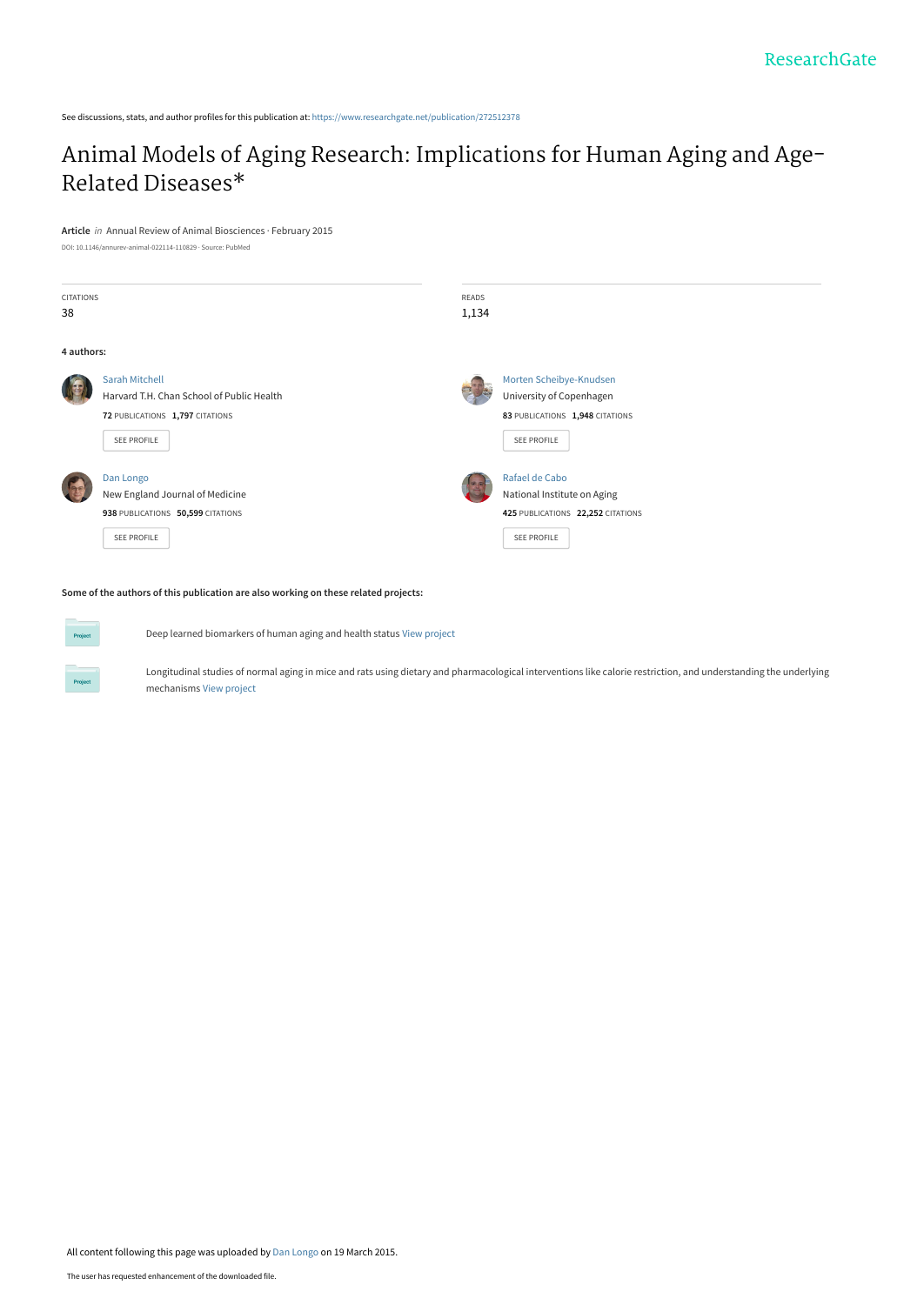See discussions, stats, and author profiles for this publication at: https://www.researchgate.net/publication/272512378

# Animal Models of Aging Research: Implications for Human Aging and Age-Related Diseases*

**Article** *in* Annual Review of Animal Biosciences · February 2015

DOI: 10.1146/annurev-animal-022114-110829 · Source: PubMed

| CITATIONS | READS |
|---|---|
| 38 | 1,134 |

**4 authors:**

**Sarah Mitchell**
Harvard T.H. Chan School of Public Health
72 PUBLICATIONS 1,797 CITATIONS
SEE PROFILE

**Morten Scheibye-Knudsen**
University of Copenhagen
83 PUBLICATIONS 1,948 CITATIONS
SEE PROFILE

**Dan Longo**
New England Journal of Medicine
938 PUBLICATIONS 50,599 CITATIONS
SEE PROFILE

**Rafael de Cabo**
National Institute on Aging
425 PUBLICATIONS 22,252 CITATIONS
SEE PROFILE

**Some of the authors of this publication are also working on these related projects:**

Project: Deep learned biomarkers of human aging and health status View project

Project: Longitudinal studies of normal aging in mice and rats using dietary and pharmacological interventions like calorie restriction, and understanding the underlying mechanisms View project

All content following this page was uploaded by Dan Longo on 19 March 2015.

The user has requested enhancement of the downloaded file.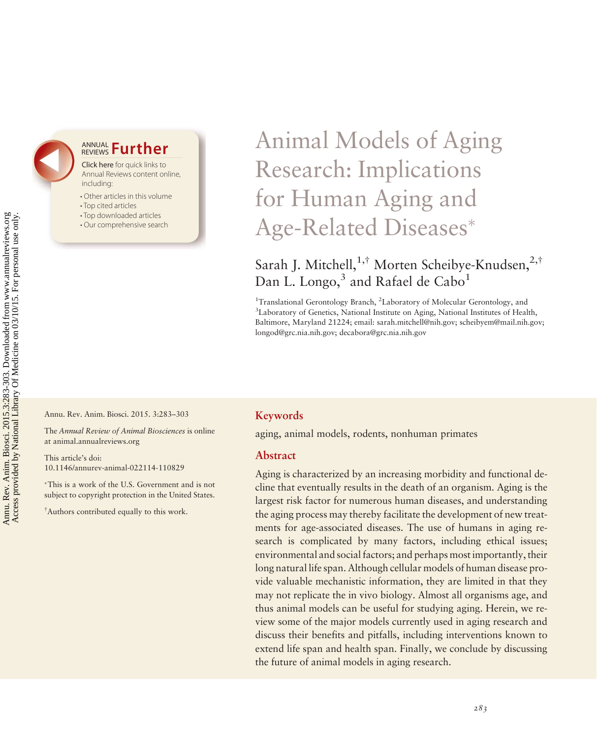# Animal Models of Aging Research: Implications for Human Aging and Age-Related Diseases*

Sarah J. Mitchell,[1,†] Morten Scheibye-Knudsen,[2,†] Dan L. Longo,[3] and Rafael de Cabo[1]

[1]Translational Gerontology Branch, [2]Laboratory of Molecular Gerontology, and [3]Laboratory of Genetics, National Institute on Aging, National Institutes of Health, Baltimore, Maryland 21224; email: sarah.mitchell@nih.gov; scheibyem@mail.nih.gov; longod@grc.nia.nih.gov; decabora@grc.nia.nih.gov

Annu. Rev. Anim. Biosci. 2015. 3:283–303

The *Annual Review of Animal Biosciences* is online at animal.annualreviews.org

This article's doi: 10.1146/annurev-animal-022114-110829

*This is a work of the U.S. Government and is not subject to copyright protection in the United States.

†Authors contributed equally to this work.

## Keywords

aging, animal models, rodents, nonhuman primates

## Abstract

Aging is characterized by an increasing morbidity and functional decline that eventually results in the death of an organism. Aging is the largest risk factor for numerous human diseases, and understanding the aging process may thereby facilitate the development of new treatments for age-associated diseases. The use of humans in aging research is complicated by many factors, including ethical issues; environmental and social factors; and perhaps most importantly, their long natural life span. Although cellular models of human disease provide valuable mechanistic information, they are limited in that they may not replicate the in vivo biology. Almost all organisms age, and thus animal models can be useful for studying aging. Herein, we review some of the major models currently used in aging research and discuss their benefits and pitfalls, including interventions known to extend life span and health span. Finally, we conclude by discussing the future of animal models in aging research.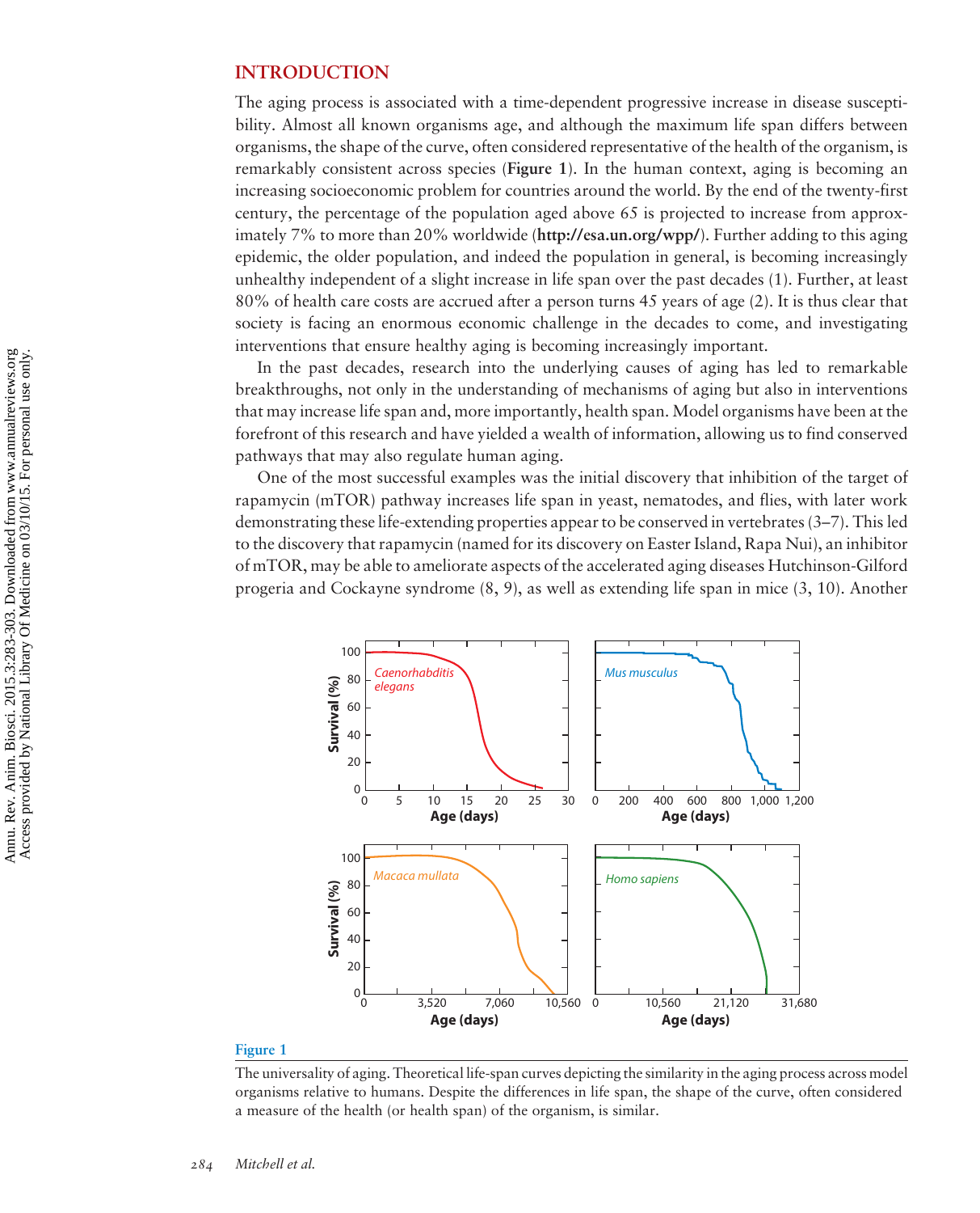## INTRODUCTION

The aging process is associated with a time-dependent progressive increase in disease susceptibility. Almost all known organisms age, and although the maximum life span differs between organisms, the shape of the curve, often considered representative of the health of the organism, is remarkably consistent across species (**Figure 1**). In the human context, aging is becoming an increasing socioeconomic problem for countries around the world. By the end of the twenty-first century, the percentage of the population aged above 65 is projected to increase from approximately 7% to more than 20% worldwide (**http://esa.un.org/wpp/**). Further adding to this aging epidemic, the older population, and indeed the population in general, is becoming increasingly unhealthy independent of a slight increase in life span over the past decades (1). Further, at least 80% of health care costs are accrued after a person turns 45 years of age (2). It is thus clear that society is facing an enormous economic challenge in the decades to come, and investigating interventions that ensure healthy aging is becoming increasingly important.

In the past decades, research into the underlying causes of aging has led to remarkable breakthroughs, not only in the understanding of mechanisms of aging but also in interventions that may increase life span and, more importantly, health span. Model organisms have been at the forefront of this research and have yielded a wealth of information, allowing us to find conserved pathways that may also regulate human aging.

One of the most successful examples was the initial discovery that inhibition of the target of rapamycin (mTOR) pathway increases life span in yeast, nematodes, and flies, with later work demonstrating these life-extending properties appear to be conserved in vertebrates (3–7). This led to the discovery that rapamycin (named for its discovery on Easter Island, Rapa Nui), an inhibitor of mTOR, may be able to ameliorate aspects of the accelerated aging diseases Hutchinson-Gilford progeria and Cockayne syndrome (8, 9), as well as extending life span in mice (3, 10). Another

*Caenorhabditis elegans*
Survival (%)
100
80
60
40
20
0
0 5 10 15 20 25 30
Age (days)

*Mus musculus*
0 200 400 600 800 1,000 1,200
Age (days)

*Macaca mullata*
Survival (%)
100
80
60
40
20
0
0 3,520 7,060 10,560
Age (days)

*Homo sapiens*
0 10,560 21,120 31,680
Age (days)

**Figure 1**

The universality of aging. Theoretical life-span curves depicting the similarity in the aging process across model organisms relative to humans. Despite the differences in life span, the shape of the curve, often considered a measure of the health (or health span) of the organism, is similar.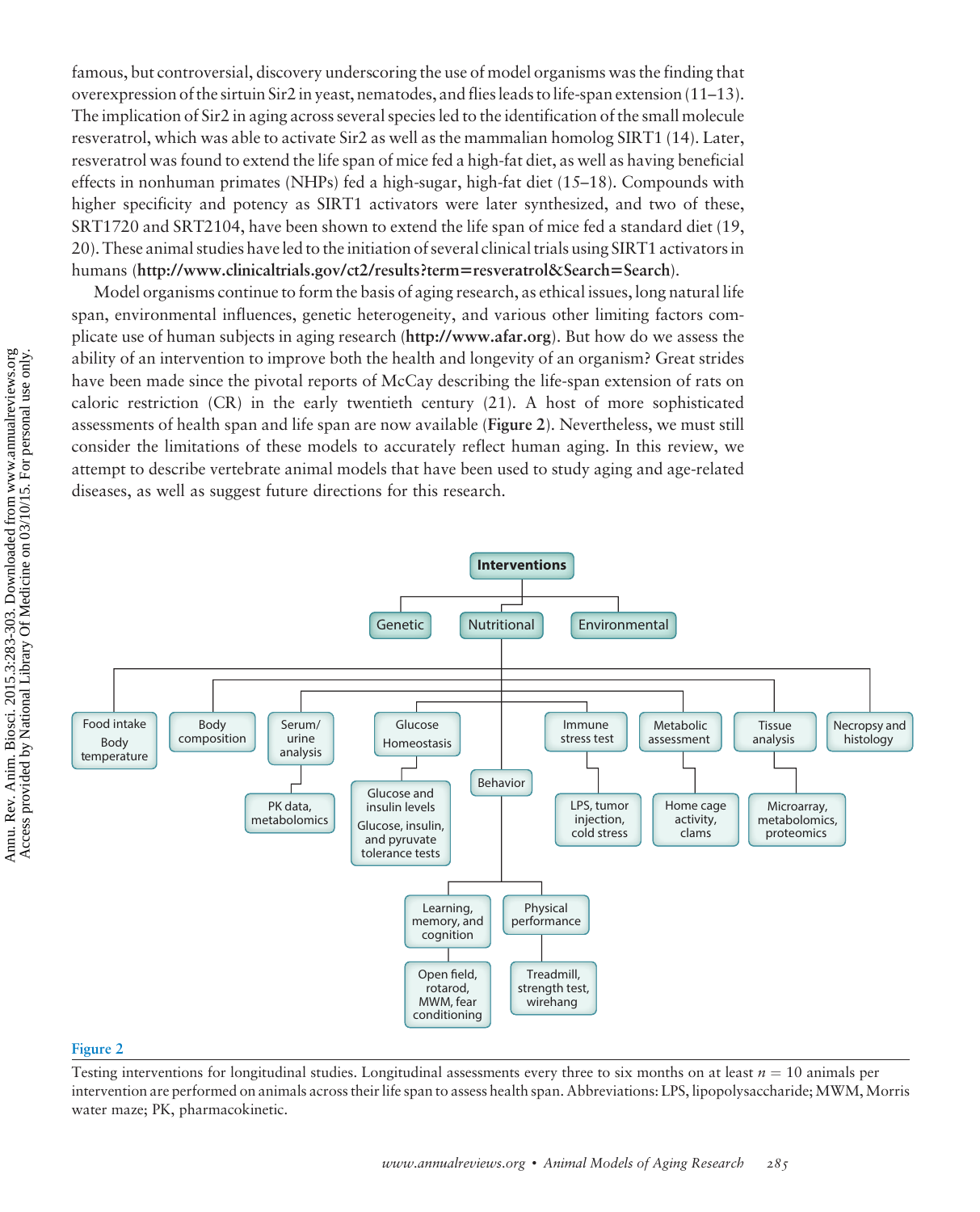famous, but controversial, discovery underscoring the use of model organisms was the finding that overexpression of the sirtuin Sir2 in yeast, nematodes, and flies leads to life-span extension (11–13). The implication of Sir2 in aging across several species led to the identification of the small molecule resveratrol, which was able to activate Sir2 as well as the mammalian homolog SIRT1 (14). Later, resveratrol was found to extend the life span of mice fed a high-fat diet, as well as having beneficial effects in nonhuman primates (NHPs) fed a high-sugar, high-fat diet (15–18). Compounds with higher specificity and potency as SIRT1 activators were later synthesized, and two of these, SRT1720 and SRT2104, have been shown to extend the life span of mice fed a standard diet (19, 20). These animal studies have led to the initiation of several clinical trials using SIRT1 activators in humans (**http://www.clinicaltrials.gov/ct2/results?term=resveratrol&Search=Search**).

Model organisms continue to form the basis of aging research, as ethical issues, long natural life span, environmental influences, genetic heterogeneity, and various other limiting factors complicate use of human subjects in aging research (**http://www.afar.org**). But how do we assess the ability of an intervention to improve both the health and longevity of an organism? Great strides have been made since the pivotal reports of McCay describing the life-span extension of rats on caloric restriction (CR) in the early twentieth century (21). A host of more sophisticated assessments of health span and life span are now available (**Figure 2**). Nevertheless, we must still consider the limitations of these models to accurately reflect human aging. In this review, we attempt to describe vertebrate animal models that have been used to study aging and age-related diseases, as well as suggest future directions for this research.

Interventions

Genetic

Nutritional

Environmental

Food intake

Body temperature

Body composition

Serum/urine analysis

PK data, metabolomics

Glucose Homeostasis

Glucose and insulin levels

Glucose, insulin, and pyruvate tolerance tests

Behavior

Learning, memory, and cognition

Open field, rotarod, MWM, fear conditioning

Physical performance

Treadmill, strength test, wirehang

Immune stress test

LPS, tumor injection, cold stress

Metabolic assessment

Home cage activity, clams

Tissue analysis

Microarray, metabolomics, proteomics

Necropsy and histology

**Figure 2**

Testing interventions for longitudinal studies. Longitudinal assessments every three to six months on at least $n = 10$ animals per intervention are performed on animals across their life span to assess health span. Abbreviations: LPS, lipopolysaccharide; MWM, Morris water maze; PK, pharmacokinetic.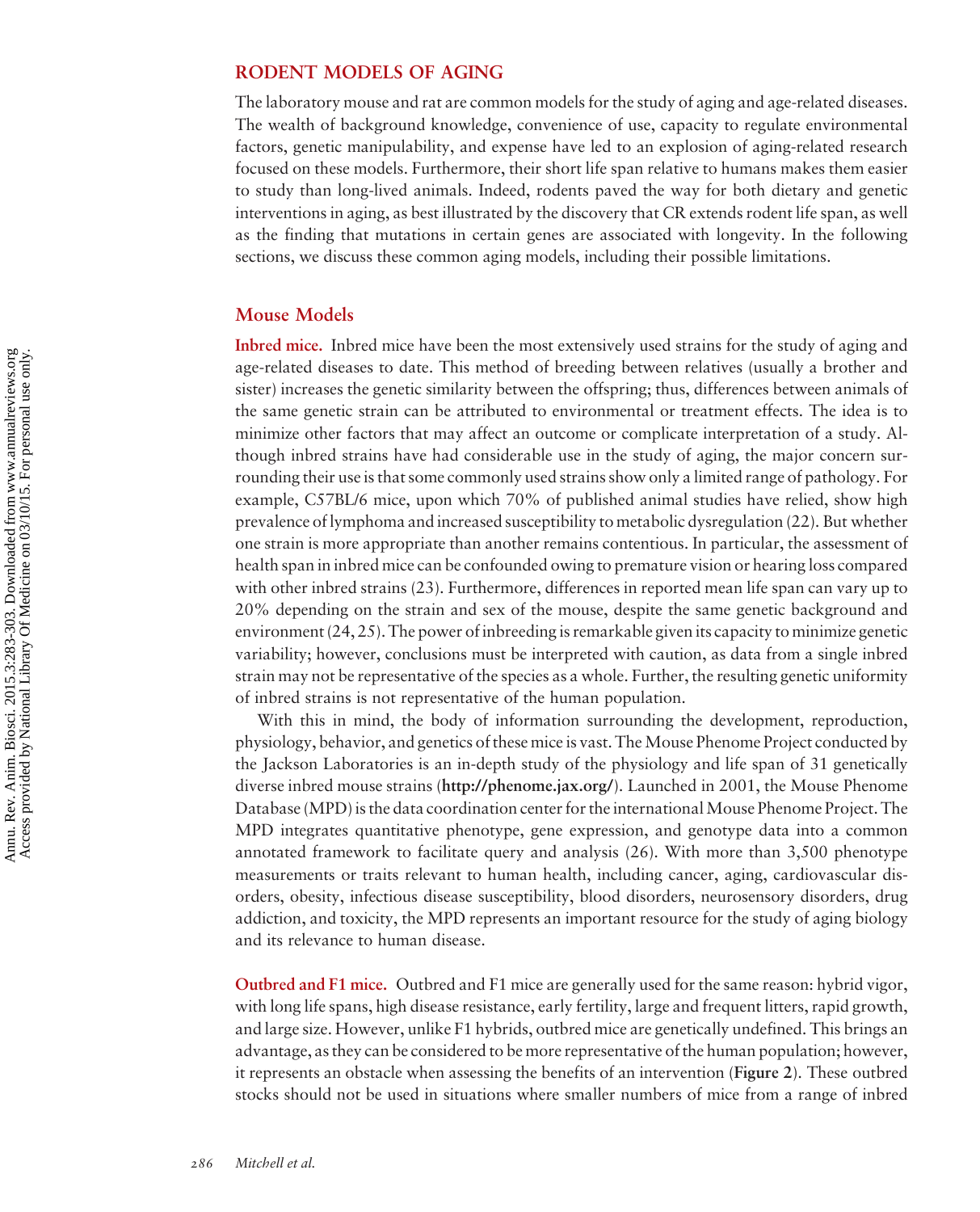## RODENT MODELS OF AGING

The laboratory mouse and rat are common models for the study of aging and age-related diseases. The wealth of background knowledge, convenience of use, capacity to regulate environmental factors, genetic manipulability, and expense have led to an explosion of aging-related research focused on these models. Furthermore, their short life span relative to humans makes them easier to study than long-lived animals. Indeed, rodents paved the way for both dietary and genetic interventions in aging, as best illustrated by the discovery that CR extends rodent life span, as well as the finding that mutations in certain genes are associated with longevity. In the following sections, we discuss these common aging models, including their possible limitations.

### Mouse Models

**Inbred mice.** Inbred mice have been the most extensively used strains for the study of aging and age-related diseases to date. This method of breeding between relatives (usually a brother and sister) increases the genetic similarity between the offspring; thus, differences between animals of the same genetic strain can be attributed to environmental or treatment effects. The idea is to minimize other factors that may affect an outcome or complicate interpretation of a study. Although inbred strains have had considerable use in the study of aging, the major concern surrounding their use is that some commonly used strains show only a limited range of pathology. For example, C57BL/6 mice, upon which 70% of published animal studies have relied, show high prevalence of lymphoma and increased susceptibility to metabolic dysregulation (22). But whether one strain is more appropriate than another remains contentious. In particular, the assessment of health span in inbred mice can be confounded owing to premature vision or hearing loss compared with other inbred strains (23). Furthermore, differences in reported mean life span can vary up to 20% depending on the strain and sex of the mouse, despite the same genetic background and environment (24, 25). The power of inbreeding is remarkable given its capacity to minimize genetic variability; however, conclusions must be interpreted with caution, as data from a single inbred strain may not be representative of the species as a whole. Further, the resulting genetic uniformity of inbred strains is not representative of the human population.

With this in mind, the body of information surrounding the development, reproduction, physiology, behavior, and genetics of these mice is vast. The Mouse Phenome Project conducted by the Jackson Laboratories is an in-depth study of the physiology and life span of 31 genetically diverse inbred mouse strains (**http://phenome.jax.org/**). Launched in 2001, the Mouse Phenome Database (MPD) is the data coordination center for the international Mouse Phenome Project. The MPD integrates quantitative phenotype, gene expression, and genotype data into a common annotated framework to facilitate query and analysis (26). With more than 3,500 phenotype measurements or traits relevant to human health, including cancer, aging, cardiovascular disorders, obesity, infectious disease susceptibility, blood disorders, neurosensory disorders, drug addiction, and toxicity, the MPD represents an important resource for the study of aging biology and its relevance to human disease.

**Outbred and F1 mice.** Outbred and F1 mice are generally used for the same reason: hybrid vigor, with long life spans, high disease resistance, early fertility, large and frequent litters, rapid growth, and large size. However, unlike F1 hybrids, outbred mice are genetically undefined. This brings an advantage, as they can be considered to be more representative of the human population; however, it represents an obstacle when assessing the benefits of an intervention (**Figure 2**). These outbred stocks should not be used in situations where smaller numbers of mice from a range of inbred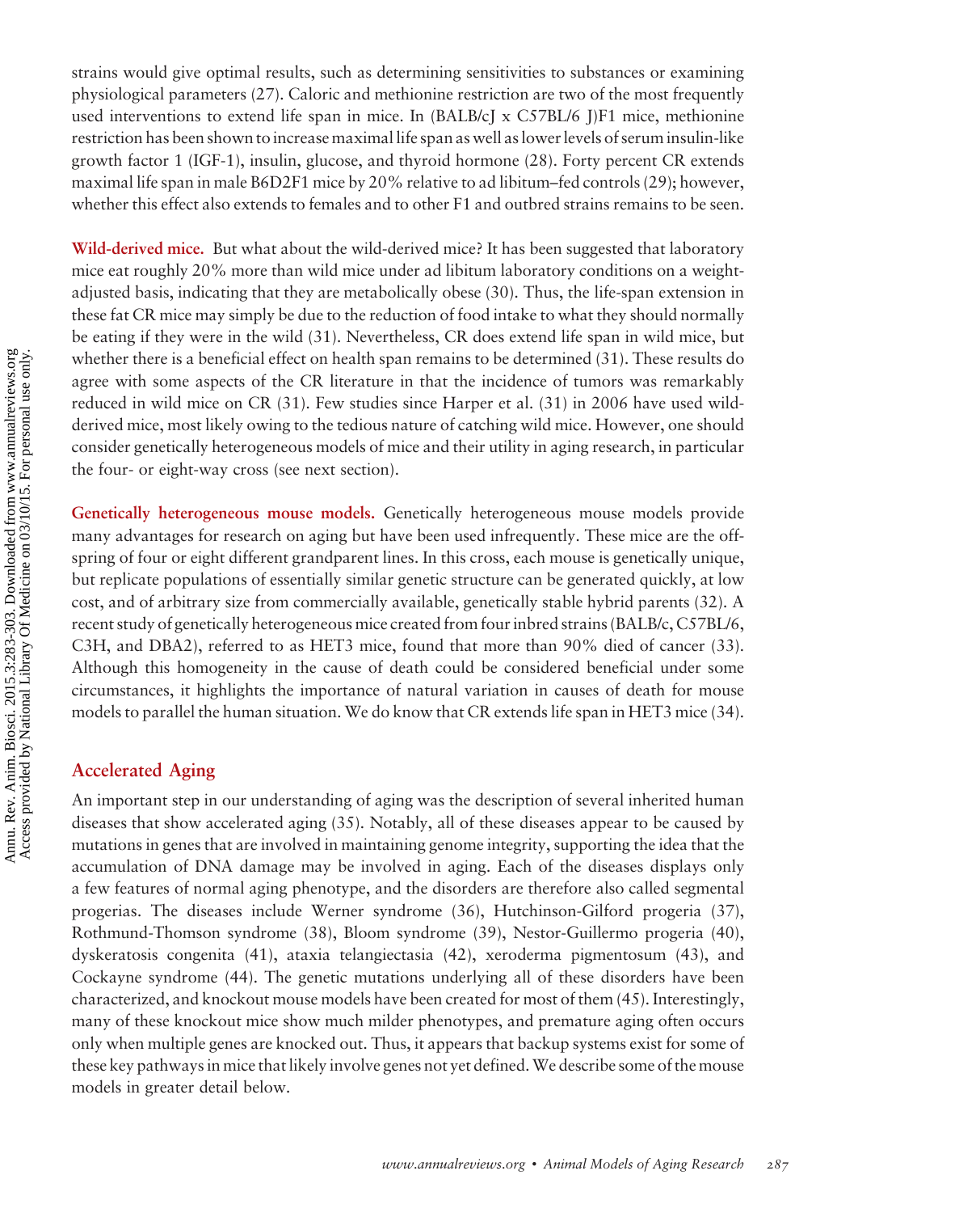strains would give optimal results, such as determining sensitivities to substances or examining physiological parameters (27). Caloric and methionine restriction are two of the most frequently used interventions to extend life span in mice. In (BALB/cJ x C57BL/6 J)F1 mice, methionine restriction has been shown to increase maximal life span as well as lower levels of serum insulin-like growth factor 1 (IGF-1), insulin, glucose, and thyroid hormone (28). Forty percent CR extends maximal life span in male B6D2F1 mice by 20% relative to ad libitum–fed controls (29); however, whether this effect also extends to females and to other F1 and outbred strains remains to be seen.

**Wild-derived mice.** But what about the wild-derived mice? It has been suggested that laboratory mice eat roughly 20% more than wild mice under ad libitum laboratory conditions on a weight-adjusted basis, indicating that they are metabolically obese (30). Thus, the life-span extension in these fat CR mice may simply be due to the reduction of food intake to what they should normally be eating if they were in the wild (31). Nevertheless, CR does extend life span in wild mice, but whether there is a beneficial effect on health span remains to be determined (31). These results do agree with some aspects of the CR literature in that the incidence of tumors was remarkably reduced in wild mice on CR (31). Few studies since Harper et al. (31) in 2006 have used wild-derived mice, most likely owing to the tedious nature of catching wild mice. However, one should consider genetically heterogeneous models of mice and their utility in aging research, in particular the four- or eight-way cross (see next section).

**Genetically heterogeneous mouse models.** Genetically heterogeneous mouse models provide many advantages for research on aging but have been used infrequently. These mice are the offspring of four or eight different grandparent lines. In this cross, each mouse is genetically unique, but replicate populations of essentially similar genetic structure can be generated quickly, at low cost, and of arbitrary size from commercially available, genetically stable hybrid parents (32). A recent study of genetically heterogeneous mice created from four inbred strains (BALB/c, C57BL/6, C3H, and DBA2), referred to as HET3 mice, found that more than 90% died of cancer (33). Although this homogeneity in the cause of death could be considered beneficial under some circumstances, it highlights the importance of natural variation in causes of death for mouse models to parallel the human situation. We do know that CR extends life span in HET3 mice (34).

## Accelerated Aging

An important step in our understanding of aging was the description of several inherited human diseases that show accelerated aging (35). Notably, all of these diseases appear to be caused by mutations in genes that are involved in maintaining genome integrity, supporting the idea that the accumulation of DNA damage may be involved in aging. Each of the diseases displays only a few features of normal aging phenotype, and the disorders are therefore also called segmental progerias. The diseases include Werner syndrome (36), Hutchinson-Gilford progeria (37), Rothmund-Thomson syndrome (38), Bloom syndrome (39), Nestor-Guillermo progeria (40), dyskeratosis congenita (41), ataxia telangiectasia (42), xeroderma pigmentosum (43), and Cockayne syndrome (44). The genetic mutations underlying all of these disorders have been characterized, and knockout mouse models have been created for most of them (45). Interestingly, many of these knockout mice show much milder phenotypes, and premature aging often occurs only when multiple genes are knocked out. Thus, it appears that backup systems exist for some of these key pathways in mice that likely involve genes not yet defined. We describe some of the mouse models in greater detail below.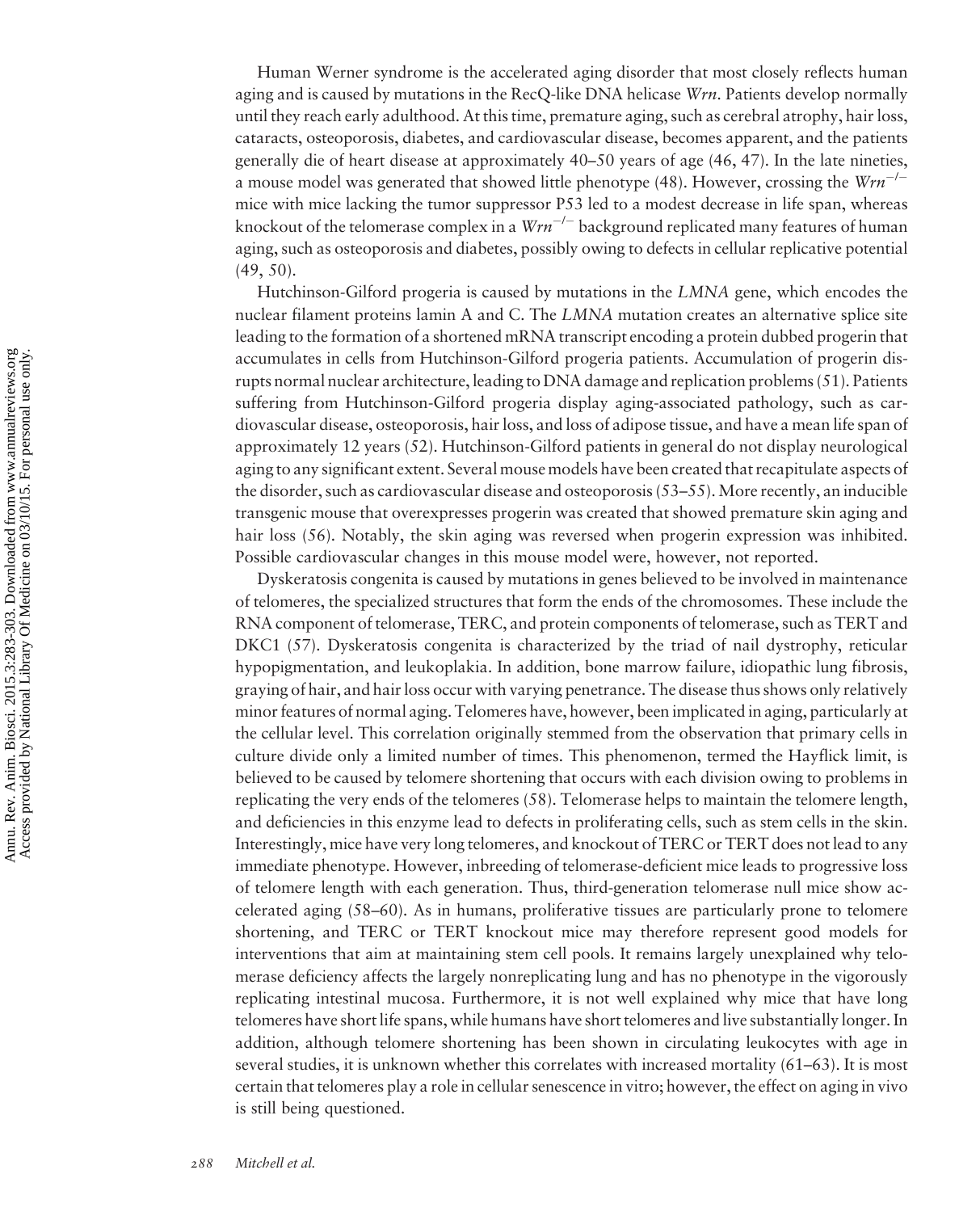Human Werner syndrome is the accelerated aging disorder that most closely reflects human aging and is caused by mutations in the RecQ-like DNA helicase *Wrn*. Patients develop normally until they reach early adulthood. At this time, premature aging, such as cerebral atrophy, hair loss, cataracts, osteoporosis, diabetes, and cardiovascular disease, becomes apparent, and the patients generally die of heart disease at approximately 40–50 years of age (46, 47). In the late nineties, a mouse model was generated that showed little phenotype (48). However, crossing the $Wrn^{-/-}$ mice with mice lacking the tumor suppressor P53 led to a modest decrease in life span, whereas knockout of the telomerase complex in a $Wrn^{-/-}$ background replicated many features of human aging, such as osteoporosis and diabetes, possibly owing to defects in cellular replicative potential (49, 50).

Hutchinson-Gilford progeria is caused by mutations in the *LMNA* gene, which encodes the nuclear filament proteins lamin A and C. The *LMNA* mutation creates an alternative splice site leading to the formation of a shortened mRNA transcript encoding a protein dubbed progerin that accumulates in cells from Hutchinson-Gilford progeria patients. Accumulation of progerin disrupts normal nuclear architecture, leading to DNA damage and replication problems (51). Patients suffering from Hutchinson-Gilford progeria display aging-associated pathology, such as cardiovascular disease, osteoporosis, hair loss, and loss of adipose tissue, and have a mean life span of approximately 12 years (52). Hutchinson-Gilford patients in general do not display neurological aging to any significant extent. Several mouse models have been created that recapitulate aspects of the disorder, such as cardiovascular disease and osteoporosis (53–55). More recently, an inducible transgenic mouse that overexpresses progerin was created that showed premature skin aging and hair loss (56). Notably, the skin aging was reversed when progerin expression was inhibited. Possible cardiovascular changes in this mouse model were, however, not reported.

Dyskeratosis congenita is caused by mutations in genes believed to be involved in maintenance of telomeres, the specialized structures that form the ends of the chromosomes. These include the RNA component of telomerase, TERC, and protein components of telomerase, such as TERT and DKC1 (57). Dyskeratosis congenita is characterized by the triad of nail dystrophy, reticular hypopigmentation, and leukoplakia. In addition, bone marrow failure, idiopathic lung fibrosis, graying of hair, and hair loss occur with varying penetrance. The disease thus shows only relatively minor features of normal aging. Telomeres have, however, been implicated in aging, particularly at the cellular level. This correlation originally stemmed from the observation that primary cells in culture divide only a limited number of times. This phenomenon, termed the Hayflick limit, is believed to be caused by telomere shortening that occurs with each division owing to problems in replicating the very ends of the telomeres (58). Telomerase helps to maintain the telomere length, and deficiencies in this enzyme lead to defects in proliferating cells, such as stem cells in the skin. Interestingly, mice have very long telomeres, and knockout of TERC or TERT does not lead to any immediate phenotype. However, inbreeding of telomerase-deficient mice leads to progressive loss of telomere length with each generation. Thus, third-generation telomerase null mice show accelerated aging (58–60). As in humans, proliferative tissues are particularly prone to telomere shortening, and TERC or TERT knockout mice may therefore represent good models for interventions that aim at maintaining stem cell pools. It remains largely unexplained why telomerase deficiency affects the largely nonreplicating lung and has no phenotype in the vigorously replicating intestinal mucosa. Furthermore, it is not well explained why mice that have long telomeres have short life spans, while humans have short telomeres and live substantially longer. In addition, although telomere shortening has been shown in circulating leukocytes with age in several studies, it is unknown whether this correlates with increased mortality (61–63). It is most certain that telomeres play a role in cellular senescence in vitro; however, the effect on aging in vivo is still being questioned.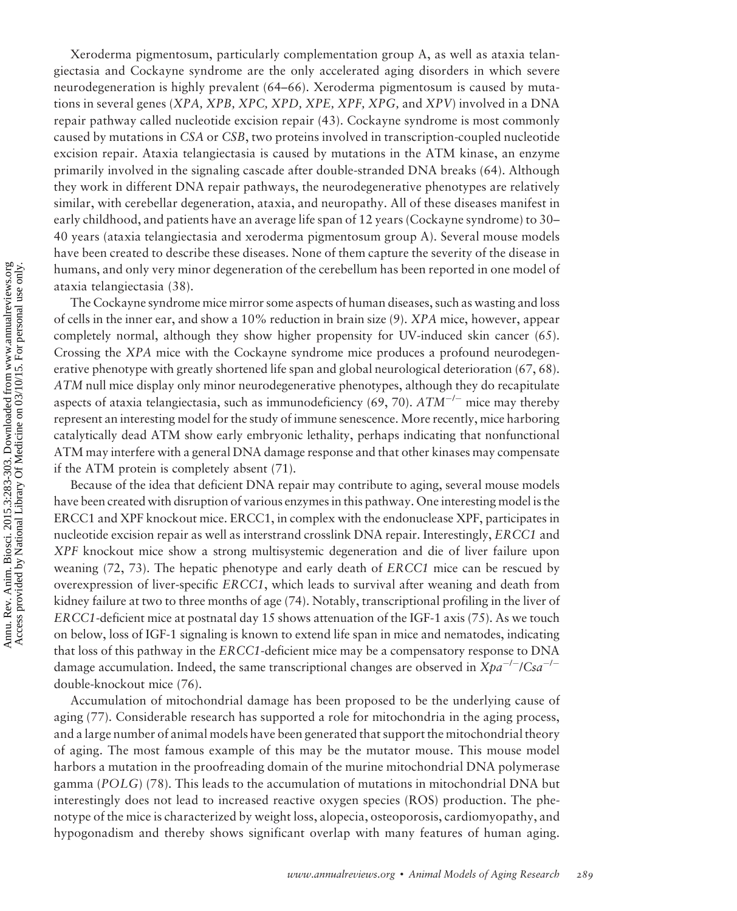Xeroderma pigmentosum, particularly complementation group A, as well as ataxia telangiectasia and Cockayne syndrome are the only accelerated aging disorders in which severe neurodegeneration is highly prevalent (64–66). Xeroderma pigmentosum is caused by mutations in several genes (*XPA, XPB, XPC, XPD, XPE, XPF, XPG,* and *XPV*) involved in a DNA repair pathway called nucleotide excision repair (43). Cockayne syndrome is most commonly caused by mutations in *CSA* or *CSB*, two proteins involved in transcription-coupled nucleotide excision repair. Ataxia telangiectasia is caused by mutations in the ATM kinase, an enzyme primarily involved in the signaling cascade after double-stranded DNA breaks (64). Although they work in different DNA repair pathways, the neurodegenerative phenotypes are relatively similar, with cerebellar degeneration, ataxia, and neuropathy. All of these diseases manifest in early childhood, and patients have an average life span of 12 years (Cockayne syndrome) to 30–40 years (ataxia telangiectasia and xeroderma pigmentosum group A). Several mouse models have been created to describe these diseases. None of them capture the severity of the disease in humans, and only very minor degeneration of the cerebellum has been reported in one model of ataxia telangiectasia (38).

The Cockayne syndrome mice mirror some aspects of human diseases, such as wasting and loss of cells in the inner ear, and show a 10% reduction in brain size (9). *XPA* mice, however, appear completely normal, although they show higher propensity for UV-induced skin cancer (65). Crossing the *XPA* mice with the Cockayne syndrome mice produces a profound neurodegenerative phenotype with greatly shortened life span and global neurological deterioration (67, 68). *ATM* null mice display only minor neurodegenerative phenotypes, although they do recapitulate aspects of ataxia telangiectasia, such as immunodeficiency (69, 70). $ATM^{-/-}$ mice may thereby represent an interesting model for the study of immune senescence. More recently, mice harboring catalytically dead ATM show early embryonic lethality, perhaps indicating that nonfunctional ATM may interfere with a general DNA damage response and that other kinases may compensate if the ATM protein is completely absent (71).

Because of the idea that deficient DNA repair may contribute to aging, several mouse models have been created with disruption of various enzymes in this pathway. One interesting model is the ERCC1 and XPF knockout mice. ERCC1, in complex with the endonuclease XPF, participates in nucleotide excision repair as well as interstrand crosslink DNA repair. Interestingly, *ERCC1* and *XPF* knockout mice show a strong multisystemic degeneration and die of liver failure upon weaning (72, 73). The hepatic phenotype and early death of *ERCC1* mice can be rescued by overexpression of liver-specific *ERCC1*, which leads to survival after weaning and death from kidney failure at two to three months of age (74). Notably, transcriptional profiling in the liver of *ERCC1*-deficient mice at postnatal day 15 shows attenuation of the IGF-1 axis (75). As we touch on below, loss of IGF-1 signaling is known to extend life span in mice and nematodes, indicating that loss of this pathway in the *ERCC1*-deficient mice may be a compensatory response to DNA damage accumulation. Indeed, the same transcriptional changes are observed in $Xpa^{-/-}/Csa^{-/-}$ double-knockout mice (76).

Accumulation of mitochondrial damage has been proposed to be the underlying cause of aging (77). Considerable research has supported a role for mitochondria in the aging process, and a large number of animal models have been generated that support the mitochondrial theory of aging. The most famous example of this may be the mutator mouse. This mouse model harbors a mutation in the proofreading domain of the murine mitochondrial DNA polymerase gamma (*POLG*) (78). This leads to the accumulation of mutations in mitochondrial DNA but interestingly does not lead to increased reactive oxygen species (ROS) production. The phenotype of the mice is characterized by weight loss, alopecia, osteoporosis, cardiomyopathy, and hypogonadism and thereby shows significant overlap with many features of human aging.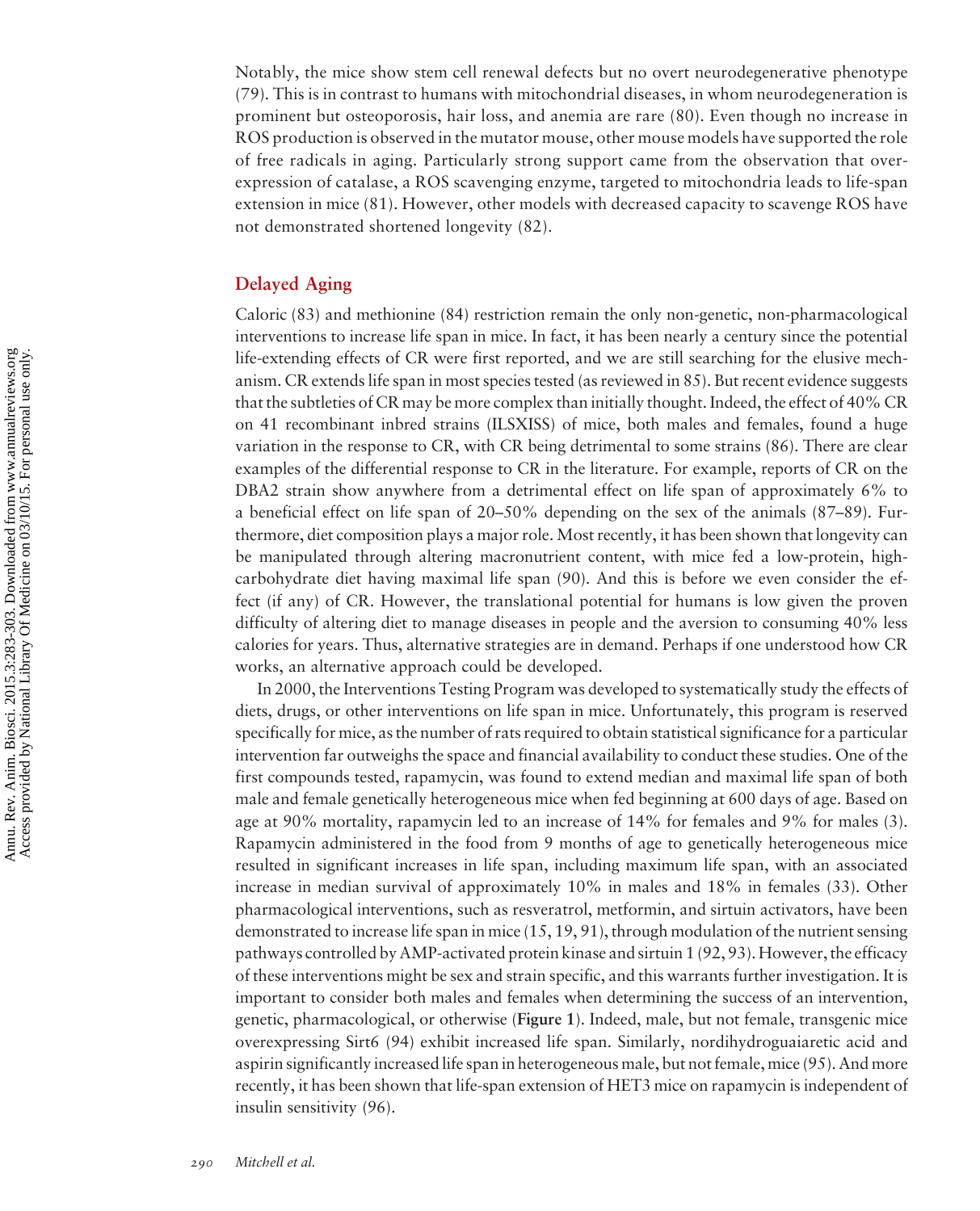Notably, the mice show stem cell renewal defects but no overt neurodegenerative phenotype (79). This is in contrast to humans with mitochondrial diseases, in whom neurodegeneration is prominent but osteoporosis, hair loss, and anemia are rare (80). Even though no increase in ROS production is observed in the mutator mouse, other mouse models have supported the role of free radicals in aging. Particularly strong support came from the observation that over-expression of catalase, a ROS scavenging enzyme, targeted to mitochondria leads to life-span extension in mice (81). However, other models with decreased capacity to scavenge ROS have not demonstrated shortened longevity (82).

## Delayed Aging

Caloric (83) and methionine (84) restriction remain the only non-genetic, non-pharmacological interventions to increase life span in mice. In fact, it has been nearly a century since the potential life-extending effects of CR were first reported, and we are still searching for the elusive mechanism. CR extends life span in most species tested (as reviewed in 85). But recent evidence suggests that the subtleties of CR may be more complex than initially thought. Indeed, the effect of 40% CR on 41 recombinant inbred strains (ILSXISS) of mice, both males and females, found a huge variation in the response to CR, with CR being detrimental to some strains (86). There are clear examples of the differential response to CR in the literature. For example, reports of CR on the DBA2 strain show anywhere from a detrimental effect on life span of approximately 6% to a beneficial effect on life span of 20–50% depending on the sex of the animals (87–89). Furthermore, diet composition plays a major role. Most recently, it has been shown that longevity can be manipulated through altering macronutrient content, with mice fed a low-protein, high-carbohydrate diet having maximal life span (90). And this is before we even consider the effect (if any) of CR. However, the translational potential for humans is low given the proven difficulty of altering diet to manage diseases in people and the aversion to consuming 40% less calories for years. Thus, alternative strategies are in demand. Perhaps if one understood how CR works, an alternative approach could be developed.

In 2000, the Interventions Testing Program was developed to systematically study the effects of diets, drugs, or other interventions on life span in mice. Unfortunately, this program is reserved specifically for mice, as the number of rats required to obtain statistical significance for a particular intervention far outweighs the space and financial availability to conduct these studies. One of the first compounds tested, rapamycin, was found to extend median and maximal life span of both male and female genetically heterogeneous mice when fed beginning at 600 days of age. Based on age at 90% mortality, rapamycin led to an increase of 14% for females and 9% for males (3). Rapamycin administered in the food from 9 months of age to genetically heterogeneous mice resulted in significant increases in life span, including maximum life span, with an associated increase in median survival of approximately 10% in males and 18% in females (33). Other pharmacological interventions, such as resveratrol, metformin, and sirtuin activators, have been demonstrated to increase life span in mice (15, 19, 91), through modulation of the nutrient sensing pathways controlled by AMP-activated protein kinase and sirtuin 1 (92, 93). However, the efficacy of these interventions might be sex and strain specific, and this warrants further investigation. It is important to consider both males and females when determining the success of an intervention, genetic, pharmacological, or otherwise (**Figure 1**). Indeed, male, but not female, transgenic mice overexpressing Sirt6 (94) exhibit increased life span. Similarly, nordihydroguaiaretic acid and aspirin significantly increased life span in heterogeneous male, but not female, mice (95). And more recently, it has been shown that life-span extension of HET3 mice on rapamycin is independent of insulin sensitivity (96).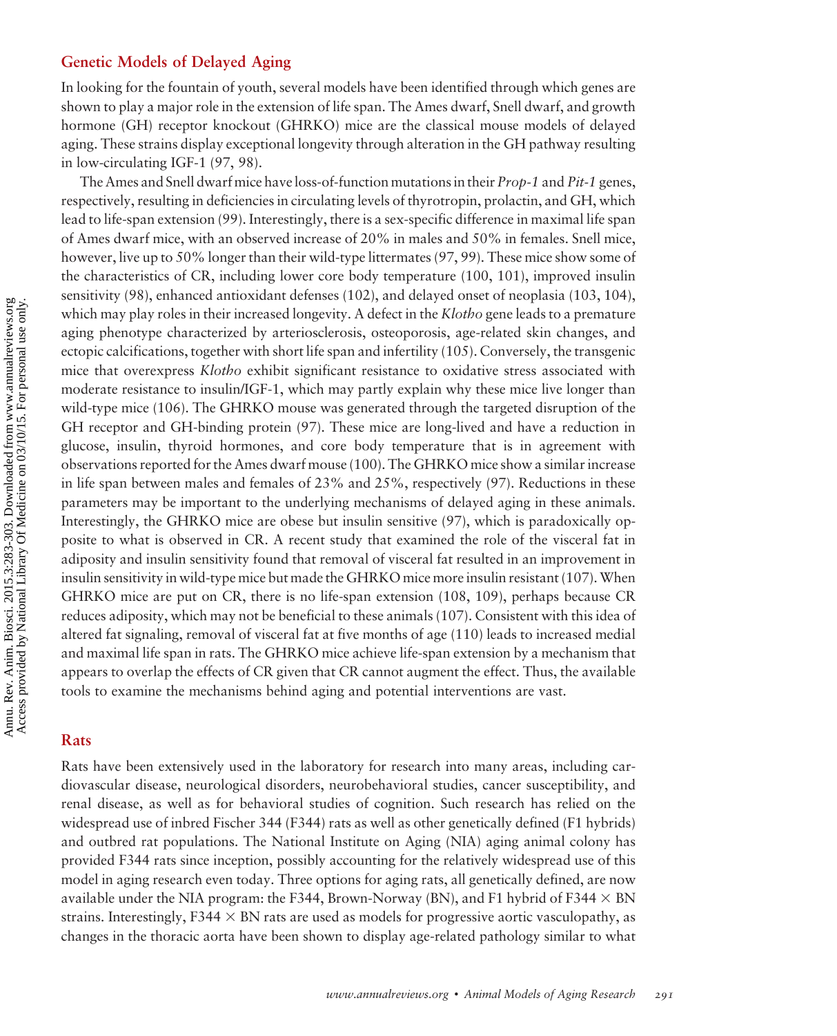## Genetic Models of Delayed Aging

In looking for the fountain of youth, several models have been identified through which genes are shown to play a major role in the extension of life span. The Ames dwarf, Snell dwarf, and growth hormone (GH) receptor knockout (GHRKO) mice are the classical mouse models of delayed aging. These strains display exceptional longevity through alteration in the GH pathway resulting in low-circulating IGF-1 (97, 98).

The Ames and Snell dwarf mice have loss-of-function mutations in their *Prop-1* and *Pit-1* genes, respectively, resulting in deficiencies in circulating levels of thyrotropin, prolactin, and GH, which lead to life-span extension (99). Interestingly, there is a sex-specific difference in maximal life span of Ames dwarf mice, with an observed increase of 20% in males and 50% in females. Snell mice, however, live up to 50% longer than their wild-type littermates (97, 99). These mice show some of the characteristics of CR, including lower core body temperature (100, 101), improved insulin sensitivity (98), enhanced antioxidant defenses (102), and delayed onset of neoplasia (103, 104), which may play roles in their increased longevity. A defect in the *Klotho* gene leads to a premature aging phenotype characterized by arteriosclerosis, osteoporosis, age-related skin changes, and ectopic calcifications, together with short life span and infertility (105). Conversely, the transgenic mice that overexpress *Klotho* exhibit significant resistance to oxidative stress associated with moderate resistance to insulin/IGF-1, which may partly explain why these mice live longer than wild-type mice (106). The GHRKO mouse was generated through the targeted disruption of the GH receptor and GH-binding protein (97). These mice are long-lived and have a reduction in glucose, insulin, thyroid hormones, and core body temperature that is in agreement with observations reported for the Ames dwarf mouse (100). The GHRKO mice show a similar increase in life span between males and females of 23% and 25%, respectively (97). Reductions in these parameters may be important to the underlying mechanisms of delayed aging in these animals. Interestingly, the GHRKO mice are obese but insulin sensitive (97), which is paradoxically opposite to what is observed in CR. A recent study that examined the role of the visceral fat in adiposity and insulin sensitivity found that removal of visceral fat resulted in an improvement in insulin sensitivity in wild-type mice but made the GHRKO mice more insulin resistant (107). When GHRKO mice are put on CR, there is no life-span extension (108, 109), perhaps because CR reduces adiposity, which may not be beneficial to these animals (107). Consistent with this idea of altered fat signaling, removal of visceral fat at five months of age (110) leads to increased medial and maximal life span in rats. The GHRKO mice achieve life-span extension by a mechanism that appears to overlap the effects of CR given that CR cannot augment the effect. Thus, the available tools to examine the mechanisms behind aging and potential interventions are vast.

## Rats

Rats have been extensively used in the laboratory for research into many areas, including cardiovascular disease, neurological disorders, neurobehavioral studies, cancer susceptibility, and renal disease, as well as for behavioral studies of cognition. Such research has relied on the widespread use of inbred Fischer 344 (F344) rats as well as other genetically defined (F1 hybrids) and outbred rat populations. The National Institute on Aging (NIA) aging animal colony has provided F344 rats since inception, possibly accounting for the relatively widespread use of this model in aging research even today. Three options for aging rats, all genetically defined, are now available under the NIA program: the F344, Brown-Norway (BN), and F1 hybrid of F344 × BN strains. Interestingly, F344 × BN rats are used as models for progressive aortic vasculopathy, as changes in the thoracic aorta have been shown to display age-related pathology similar to what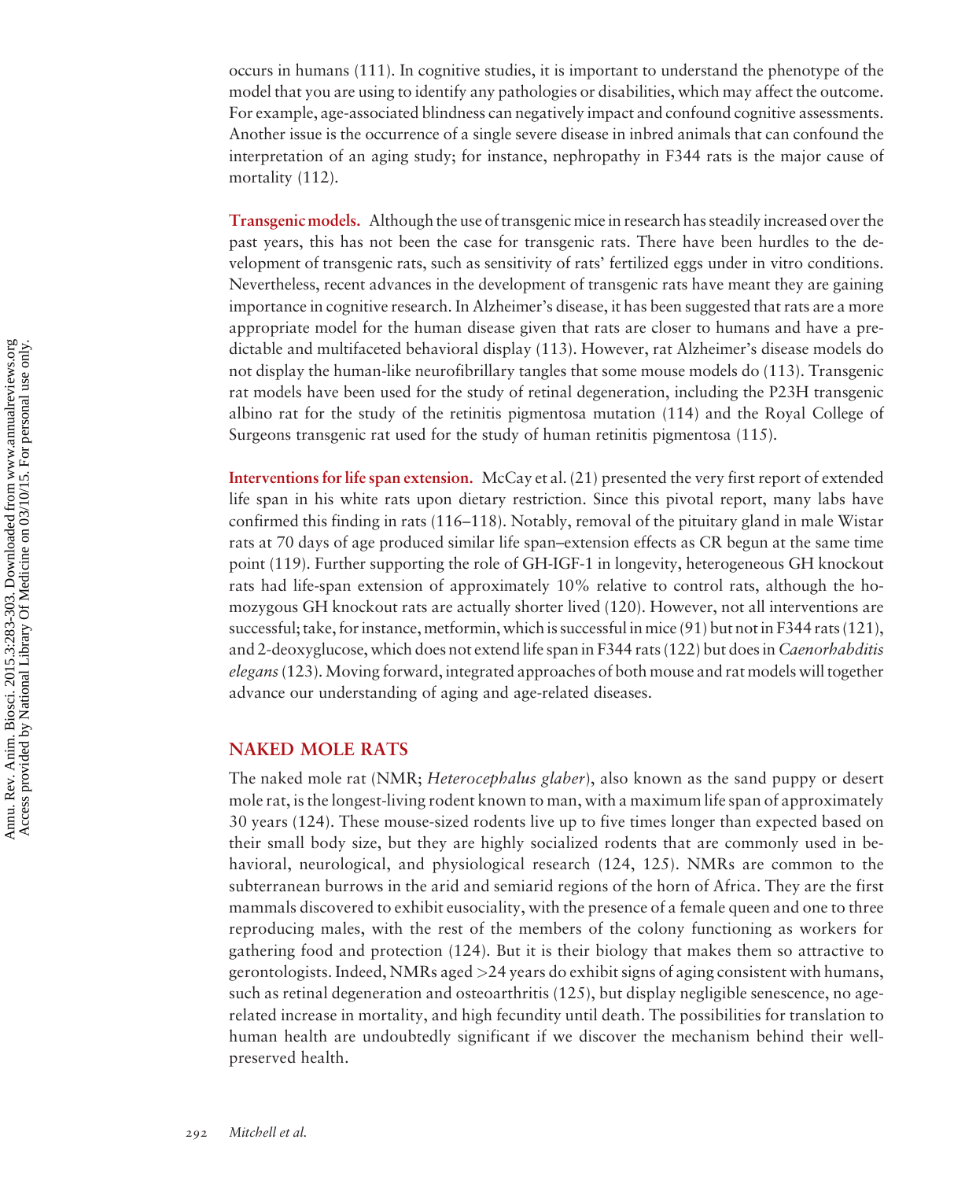occurs in humans (111). In cognitive studies, it is important to understand the phenotype of the model that you are using to identify any pathologies or disabilities, which may affect the outcome. For example, age-associated blindness can negatively impact and confound cognitive assessments. Another issue is the occurrence of a single severe disease in inbred animals that can confound the interpretation of an aging study; for instance, nephropathy in F344 rats is the major cause of mortality (112).

**Transgenic models.** Although the use of transgenic mice in research has steadily increased over the past years, this has not been the case for transgenic rats. There have been hurdles to the development of transgenic rats, such as sensitivity of rats' fertilized eggs under in vitro conditions. Nevertheless, recent advances in the development of transgenic rats have meant they are gaining importance in cognitive research. In Alzheimer's disease, it has been suggested that rats are a more appropriate model for the human disease given that rats are closer to humans and have a predictable and multifaceted behavioral display (113). However, rat Alzheimer's disease models do not display the human-like neurofibrillary tangles that some mouse models do (113). Transgenic rat models have been used for the study of retinal degeneration, including the P23H transgenic albino rat for the study of the retinitis pigmentosa mutation (114) and the Royal College of Surgeons transgenic rat used for the study of human retinitis pigmentosa (115).

**Interventions for life span extension.** McCay et al. (21) presented the very first report of extended life span in his white rats upon dietary restriction. Since this pivotal report, many labs have confirmed this finding in rats (116–118). Notably, removal of the pituitary gland in male Wistar rats at 70 days of age produced similar life span–extension effects as CR begun at the same time point (119). Further supporting the role of GH-IGF-1 in longevity, heterogeneous GH knockout rats had life-span extension of approximately 10% relative to control rats, although the homozygous GH knockout rats are actually shorter lived (120). However, not all interventions are successful; take, for instance, metformin, which is successful in mice (91) but not in F344 rats (121), and 2-deoxyglucose, which does not extend life span in F344 rats (122) but does in *Caenorhabditis elegans* (123). Moving forward, integrated approaches of both mouse and rat models will together advance our understanding of aging and age-related diseases.

## NAKED MOLE RATS

The naked mole rat (NMR; *Heterocephalus glaber*), also known as the sand puppy or desert mole rat, is the longest-living rodent known to man, with a maximum life span of approximately 30 years (124). These mouse-sized rodents live up to five times longer than expected based on their small body size, but they are highly socialized rodents that are commonly used in behavioral, neurological, and physiological research (124, 125). NMRs are common to the subterranean burrows in the arid and semiarid regions of the horn of Africa. They are the first mammals discovered to exhibit eusociality, with the presence of a female queen and one to three reproducing males, with the rest of the members of the colony functioning as workers for gathering food and protection (124). But it is their biology that makes them so attractive to gerontologists. Indeed, NMRs aged >24 years do exhibit signs of aging consistent with humans, such as retinal degeneration and osteoarthritis (125), but display negligible senescence, no age-related increase in mortality, and high fecundity until death. The possibilities for translation to human health are undoubtedly significant if we discover the mechanism behind their well-preserved health.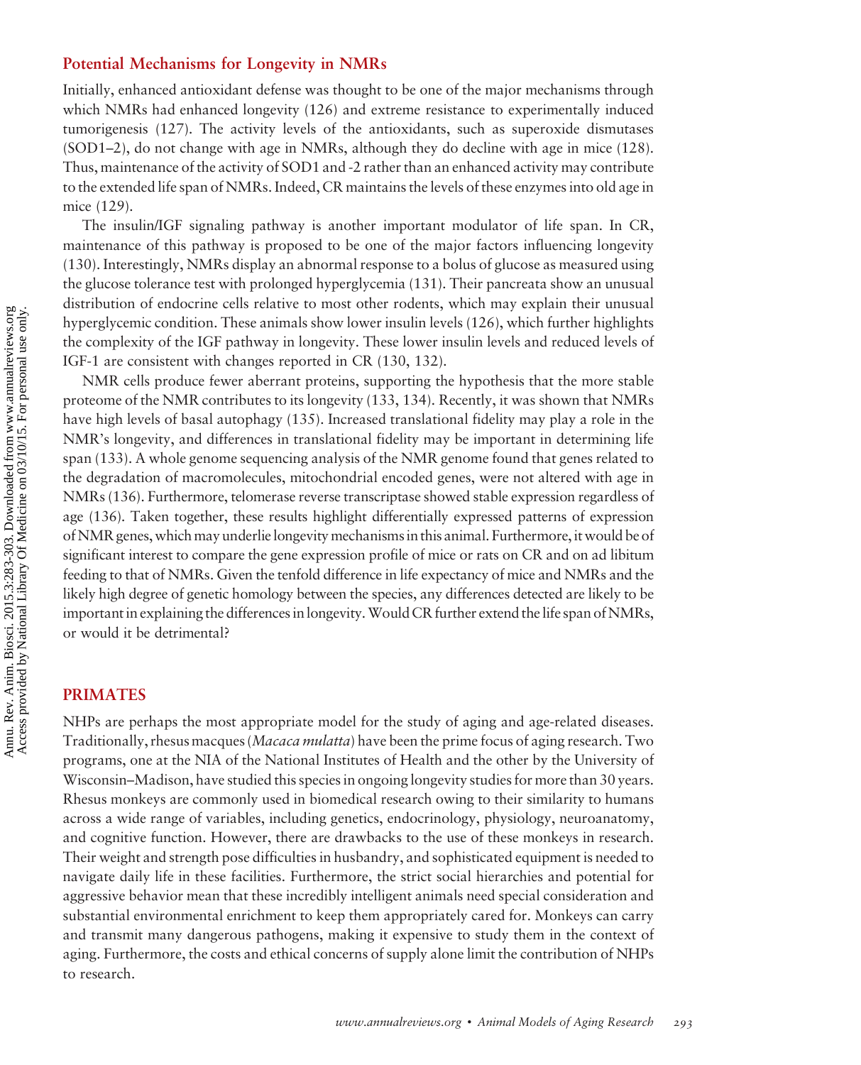## Potential Mechanisms for Longevity in NMRs

Initially, enhanced antioxidant defense was thought to be one of the major mechanisms through which NMRs had enhanced longevity (126) and extreme resistance to experimentally induced tumorigenesis (127). The activity levels of the antioxidants, such as superoxide dismutases (SOD1–2), do not change with age in NMRs, although they do decline with age in mice (128). Thus, maintenance of the activity of SOD1 and -2 rather than an enhanced activity may contribute to the extended life span of NMRs. Indeed, CR maintains the levels of these enzymes into old age in mice (129).

The insulin/IGF signaling pathway is another important modulator of life span. In CR, maintenance of this pathway is proposed to be one of the major factors influencing longevity (130). Interestingly, NMRs display an abnormal response to a bolus of glucose as measured using the glucose tolerance test with prolonged hyperglycemia (131). Their pancreata show an unusual distribution of endocrine cells relative to most other rodents, which may explain their unusual hyperglycemic condition. These animals show lower insulin levels (126), which further highlights the complexity of the IGF pathway in longevity. These lower insulin levels and reduced levels of IGF-1 are consistent with changes reported in CR (130, 132).

NMR cells produce fewer aberrant proteins, supporting the hypothesis that the more stable proteome of the NMR contributes to its longevity (133, 134). Recently, it was shown that NMRs have high levels of basal autophagy (135). Increased translational fidelity may play a role in the NMR's longevity, and differences in translational fidelity may be important in determining life span (133). A whole genome sequencing analysis of the NMR genome found that genes related to the degradation of macromolecules, mitochondrial encoded genes, were not altered with age in NMRs (136). Furthermore, telomerase reverse transcriptase showed stable expression regardless of age (136). Taken together, these results highlight differentially expressed patterns of expression of NMR genes, which may underlie longevity mechanisms in this animal. Furthermore, it would be of significant interest to compare the gene expression profile of mice or rats on CR and on ad libitum feeding to that of NMRs. Given the tenfold difference in life expectancy of mice and NMRs and the likely high degree of genetic homology between the species, any differences detected are likely to be important in explaining the differences in longevity. Would CR further extend the life span of NMRs, or would it be detrimental?

# PRIMATES

NHPs are perhaps the most appropriate model for the study of aging and age-related diseases. Traditionally, rhesus macques (*Macaca mulatta*) have been the prime focus of aging research. Two programs, one at the NIA of the National Institutes of Health and the other by the University of Wisconsin–Madison, have studied this species in ongoing longevity studies for more than 30 years. Rhesus monkeys are commonly used in biomedical research owing to their similarity to humans across a wide range of variables, including genetics, endocrinology, physiology, neuroanatomy, and cognitive function. However, there are drawbacks to the use of these monkeys in research. Their weight and strength pose difficulties in husbandry, and sophisticated equipment is needed to navigate daily life in these facilities. Furthermore, the strict social hierarchies and potential for aggressive behavior mean that these incredibly intelligent animals need special consideration and substantial environmental enrichment to keep them appropriately cared for. Monkeys can carry and transmit many dangerous pathogens, making it expensive to study them in the context of aging. Furthermore, the costs and ethical concerns of supply alone limit the contribution of NHPs to research.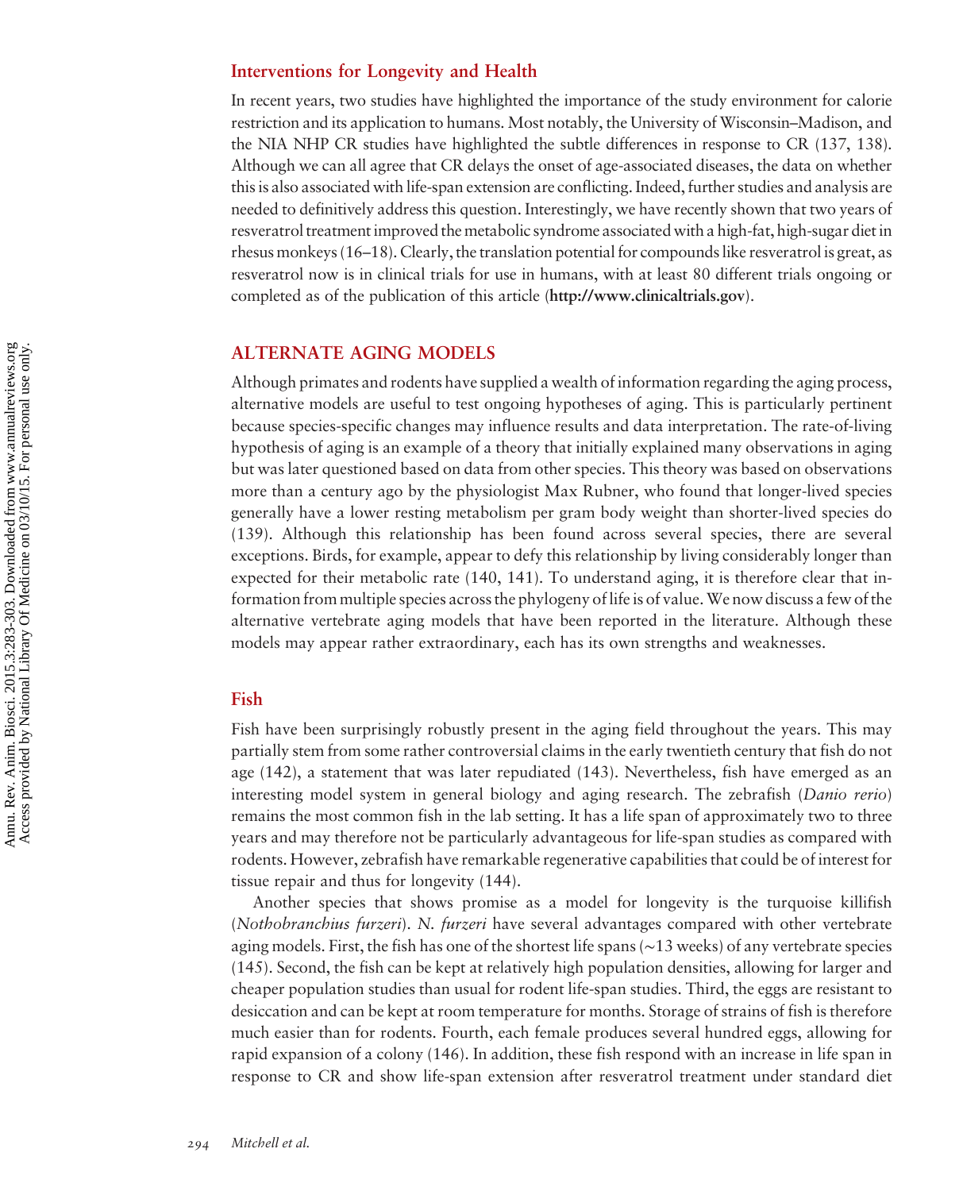### Interventions for Longevity and Health

In recent years, two studies have highlighted the importance of the study environment for calorie restriction and its application to humans. Most notably, the University of Wisconsin–Madison, and the NIA NHP CR studies have highlighted the subtle differences in response to CR (137, 138). Although we can all agree that CR delays the onset of age-associated diseases, the data on whether this is also associated with life-span extension are conflicting. Indeed, further studies and analysis are needed to definitively address this question. Interestingly, we have recently shown that two years of resveratrol treatment improved the metabolic syndrome associated with a high-fat, high-sugar diet in rhesus monkeys (16–18). Clearly, the translation potential for compounds like resveratrol is great, as resveratrol now is in clinical trials for use in humans, with at least 80 different trials ongoing or completed as of the publication of this article (**http://www.clinicaltrials.gov**).

## ALTERNATE AGING MODELS

Although primates and rodents have supplied a wealth of information regarding the aging process, alternative models are useful to test ongoing hypotheses of aging. This is particularly pertinent because species-specific changes may influence results and data interpretation. The rate-of-living hypothesis of aging is an example of a theory that initially explained many observations in aging but was later questioned based on data from other species. This theory was based on observations more than a century ago by the physiologist Max Rubner, who found that longer-lived species generally have a lower resting metabolism per gram body weight than shorter-lived species do (139). Although this relationship has been found across several species, there are several exceptions. Birds, for example, appear to defy this relationship by living considerably longer than expected for their metabolic rate (140, 141). To understand aging, it is therefore clear that information from multiple species across the phylogeny of life is of value. We now discuss a few of the alternative vertebrate aging models that have been reported in the literature. Although these models may appear rather extraordinary, each has its own strengths and weaknesses.

### Fish

Fish have been surprisingly robustly present in the aging field throughout the years. This may partially stem from some rather controversial claims in the early twentieth century that fish do not age (142), a statement that was later repudiated (143). Nevertheless, fish have emerged as an interesting model system in general biology and aging research. The zebrafish (*Danio rerio*) remains the most common fish in the lab setting. It has a life span of approximately two to three years and may therefore not be particularly advantageous for life-span studies as compared with rodents. However, zebrafish have remarkable regenerative capabilities that could be of interest for tissue repair and thus for longevity (144).

Another species that shows promise as a model for longevity is the turquoise killifish (*Nothobranchius furzeri*). *N. furzeri* have several advantages compared with other vertebrate aging models. First, the fish has one of the shortest life spans (~13 weeks) of any vertebrate species (145). Second, the fish can be kept at relatively high population densities, allowing for larger and cheaper population studies than usual for rodent life-span studies. Third, the eggs are resistant to desiccation and can be kept at room temperature for months. Storage of strains of fish is therefore much easier than for rodents. Fourth, each female produces several hundred eggs, allowing for rapid expansion of a colony (146). In addition, these fish respond with an increase in life span in response to CR and show life-span extension after resveratrol treatment under standard diet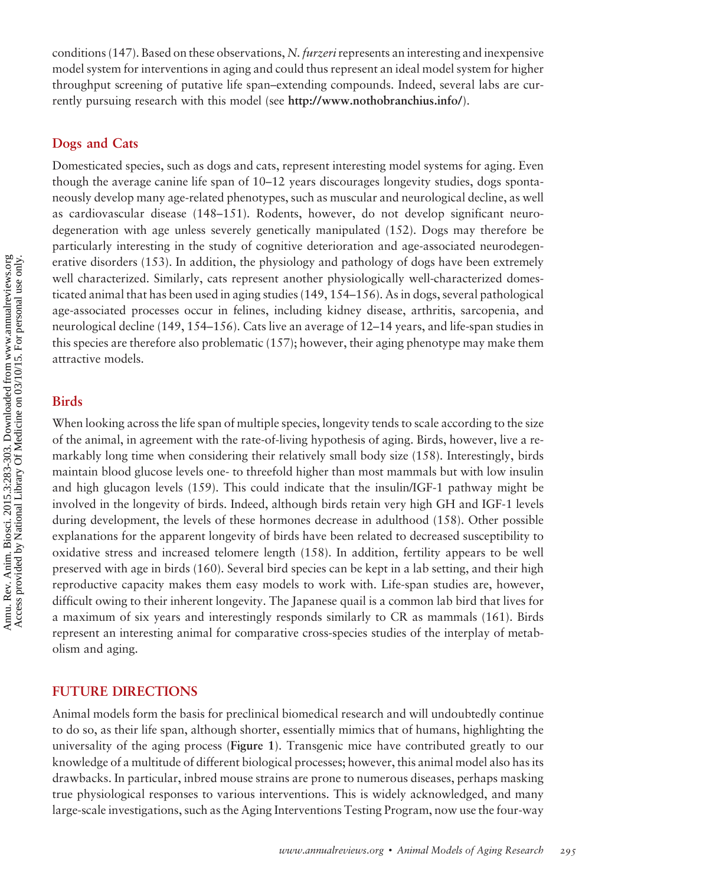conditions (147). Based on these observations, *N. furzeri* represents an interesting and inexpensive model system for interventions in aging and could thus represent an ideal model system for higher throughput screening of putative life span–extending compounds. Indeed, several labs are currently pursuing research with this model (see **http://www.nothobranchius.info/**).

### Dogs and Cats

Domesticated species, such as dogs and cats, represent interesting model systems for aging. Even though the average canine life span of 10–12 years discourages longevity studies, dogs spontaneously develop many age-related phenotypes, such as muscular and neurological decline, as well as cardiovascular disease (148–151). Rodents, however, do not develop significant neurodegeneration with age unless severely genetically manipulated (152). Dogs may therefore be particularly interesting in the study of cognitive deterioration and age-associated neurodegenerative disorders (153). In addition, the physiology and pathology of dogs have been extremely well characterized. Similarly, cats represent another physiologically well-characterized domesticated animal that has been used in aging studies (149, 154–156). As in dogs, several pathological age-associated processes occur in felines, including kidney disease, arthritis, sarcopenia, and neurological decline (149, 154–156). Cats live an average of 12–14 years, and life-span studies in this species are therefore also problematic (157); however, their aging phenotype may make them attractive models.

### Birds

When looking across the life span of multiple species, longevity tends to scale according to the size of the animal, in agreement with the rate-of-living hypothesis of aging. Birds, however, live a remarkably long time when considering their relatively small body size (158). Interestingly, birds maintain blood glucose levels one- to threefold higher than most mammals but with low insulin and high glucagon levels (159). This could indicate that the insulin/IGF-1 pathway might be involved in the longevity of birds. Indeed, although birds retain very high GH and IGF-1 levels during development, the levels of these hormones decrease in adulthood (158). Other possible explanations for the apparent longevity of birds have been related to decreased susceptibility to oxidative stress and increased telomere length (158). In addition, fertility appears to be well preserved with age in birds (160). Several bird species can be kept in a lab setting, and their high reproductive capacity makes them easy models to work with. Life-span studies are, however, difficult owing to their inherent longevity. The Japanese quail is a common lab bird that lives for a maximum of six years and interestingly responds similarly to CR as mammals (161). Birds represent an interesting animal for comparative cross-species studies of the interplay of metabolism and aging.

## FUTURE DIRECTIONS

Animal models form the basis for preclinical biomedical research and will undoubtedly continue to do so, as their life span, although shorter, essentially mimics that of humans, highlighting the universality of the aging process (**Figure 1**). Transgenic mice have contributed greatly to our knowledge of a multitude of different biological processes; however, this animal model also has its drawbacks. In particular, inbred mouse strains are prone to numerous diseases, perhaps masking true physiological responses to various interventions. This is widely acknowledged, and many large-scale investigations, such as the Aging Interventions Testing Program, now use the four-way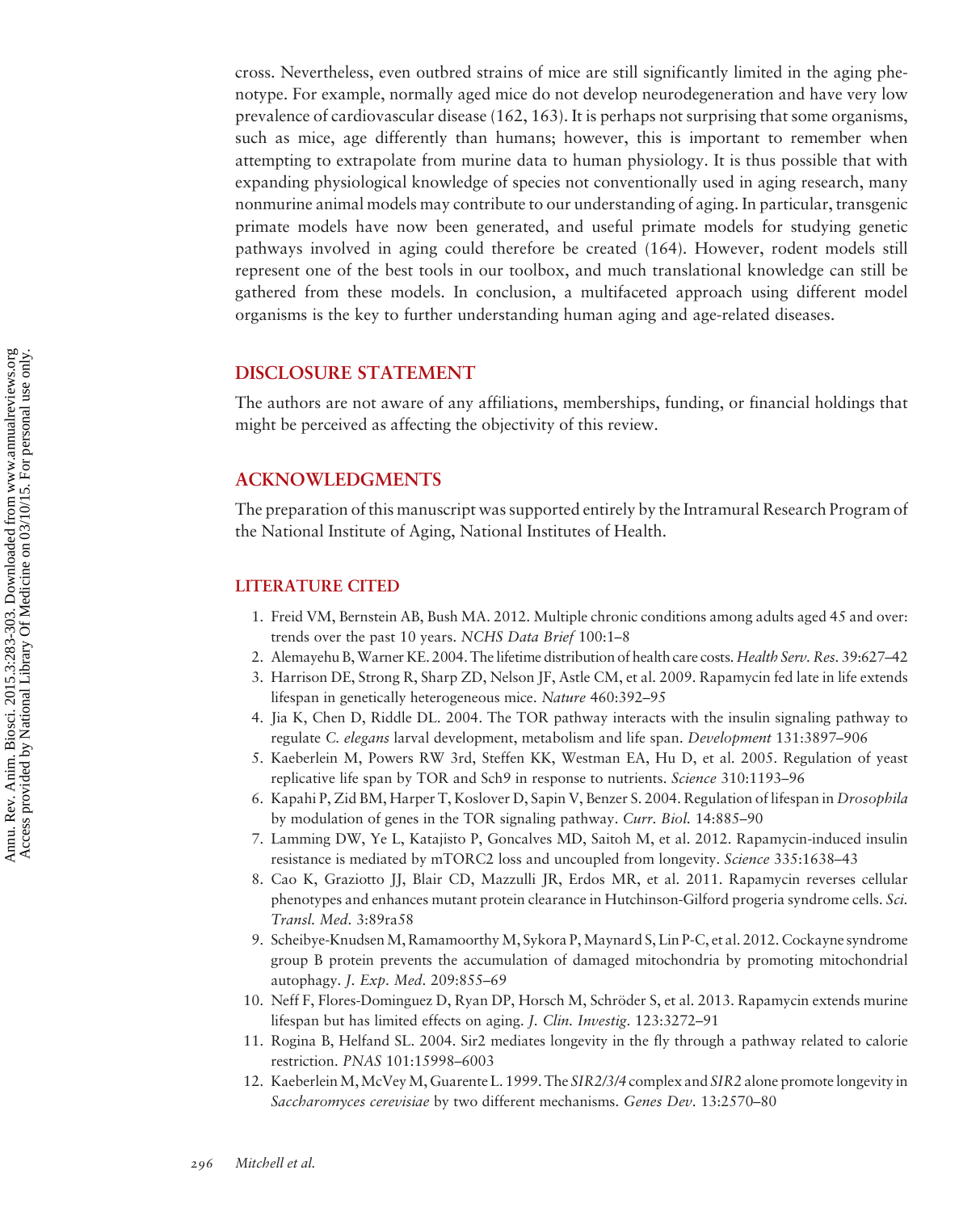cross. Nevertheless, even outbred strains of mice are still significantly limited in the aging phenotype. For example, normally aged mice do not develop neurodegeneration and have very low prevalence of cardiovascular disease (162, 163). It is perhaps not surprising that some organisms, such as mice, age differently than humans; however, this is important to remember when attempting to extrapolate from murine data to human physiology. It is thus possible that with expanding physiological knowledge of species not conventionally used in aging research, many nonmurine animal models may contribute to our understanding of aging. In particular, transgenic primate models have now been generated, and useful primate models for studying genetic pathways involved in aging could therefore be created (164). However, rodent models still represent one of the best tools in our toolbox, and much translational knowledge can still be gathered from these models. In conclusion, a multifaceted approach using different model organisms is the key to further understanding human aging and age-related diseases.

## DISCLOSURE STATEMENT

The authors are not aware of any affiliations, memberships, funding, or financial holdings that might be perceived as affecting the objectivity of this review.

## ACKNOWLEDGMENTS

The preparation of this manuscript was supported entirely by the Intramural Research Program of the National Institute of Aging, National Institutes of Health.

## LITERATURE CITED

1. Freid VM, Bernstein AB, Bush MA. 2012. Multiple chronic conditions among adults aged 45 and over: trends over the past 10 years. *NCHS Data Brief* 100:1–8
2. Alemayehu B, Warner KE. 2004. The lifetime distribution of health care costs. *Health Serv. Res.* 39:627–42
3. Harrison DE, Strong R, Sharp ZD, Nelson JF, Astle CM, et al. 2009. Rapamycin fed late in life extends lifespan in genetically heterogeneous mice. *Nature* 460:392–95
4. Jia K, Chen D, Riddle DL. 2004. The TOR pathway interacts with the insulin signaling pathway to regulate *C. elegans* larval development, metabolism and life span. *Development* 131:3897–906
5. Kaeberlein M, Powers RW 3rd, Steffen KK, Westman EA, Hu D, et al. 2005. Regulation of yeast replicative life span by TOR and Sch9 in response to nutrients. *Science* 310:1193–96
6. Kapahi P, Zid BM, Harper T, Koslover D, Sapin V, Benzer S. 2004. Regulation of lifespan in *Drosophila* by modulation of genes in the TOR signaling pathway. *Curr. Biol.* 14:885–90
7. Lamming DW, Ye L, Katajisto P, Goncalves MD, Saitoh M, et al. 2012. Rapamycin-induced insulin resistance is mediated by mTORC2 loss and uncoupled from longevity. *Science* 335:1638–43
8. Cao K, Graziotto JJ, Blair CD, Mazzulli JR, Erdos MR, et al. 2011. Rapamycin reverses cellular phenotypes and enhances mutant protein clearance in Hutchinson-Gilford progeria syndrome cells. *Sci. Transl. Med.* 3:89ra58
9. Scheibye-Knudsen M, Ramamoorthy M, Sykora P, Maynard S, Lin P-C, et al. 2012. Cockayne syndrome group B protein prevents the accumulation of damaged mitochondria by promoting mitochondrial autophagy. *J. Exp. Med.* 209:855–69
10. Neff F, Flores-Dominguez D, Ryan DP, Horsch M, Schröder S, et al. 2013. Rapamycin extends murine lifespan but has limited effects on aging. *J. Clin. Investig.* 123:3272–91
11. Rogina B, Helfand SL. 2004. Sir2 mediates longevity in the fly through a pathway related to calorie restriction. *PNAS* 101:15998–6003
12. Kaeberlein M, McVey M, Guarente L. 1999. The *SIR2/3/4* complex and *SIR2* alone promote longevity in *Saccharomyces cerevisiae* by two different mechanisms. *Genes Dev.* 13:2570–80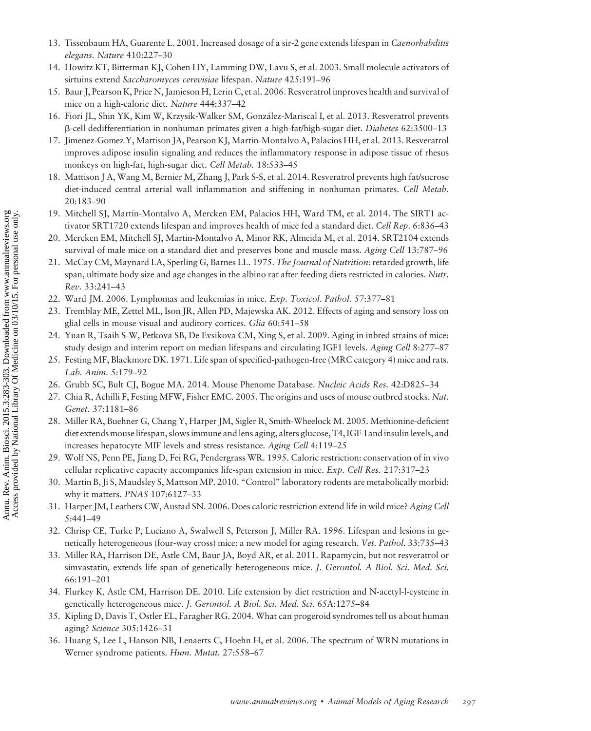13. Tissenbaum HA, Guarente L. 2001. Increased dosage of a sir-2 gene extends lifespan in *Caenorhabditis elegans*. *Nature* 410:227–30
14. Howitz KT, Bitterman KJ, Cohen HY, Lamming DW, Lavu S, et al. 2003. Small molecule activators of sirtuins extend *Saccharomyces cerevisiae* lifespan. *Nature* 425:191–96
15. Baur J, Pearson K, Price N, Jamieson H, Lerin C, et al. 2006. Resveratrol improves health and survival of mice on a high-calorie diet. *Nature* 444:337–42
16. Fiori JL, Shin YK, Kim W, Krzysik-Walker SM, González-Mariscal I, et al. 2013. Resveratrol prevents β-cell dedifferentiation in nonhuman primates given a high-fat/high-sugar diet. *Diabetes* 62:3500–13
17. Jimenez-Gomez Y, Mattison JA, Pearson KJ, Martin-Montalvo A, Palacios HH, et al. 2013. Resveratrol improves adipose insulin signaling and reduces the inflammatory response in adipose tissue of rhesus monkeys on high-fat, high-sugar diet. *Cell Metab.* 18:533–45
18. Mattison J A, Wang M, Bernier M, Zhang J, Park S-S, et al. 2014. Resveratrol prevents high fat/sucrose diet-induced central arterial wall inflammation and stiffening in nonhuman primates. *Cell Metab.* 20:183–90
19. Mitchell SJ, Martin-Montalvo A, Mercken EM, Palacios HH, Ward TM, et al. 2014. The SIRT1 activator SRT1720 extends lifespan and improves health of mice fed a standard diet. *Cell Rep.* 6:836–43
20. Mercken EM, Mitchell SJ, Martin-Montalvo A, Minor RK, Almeida M, et al. 2014. SRT2104 extends survival of male mice on a standard diet and preserves bone and muscle mass. *Aging Cell* 13:787–96
21. McCay CM, Maynard LA, Sperling G, Barnes LL. 1975. *The Journal of Nutrition*: retarded growth, life span, ultimate body size and age changes in the albino rat after feeding diets restricted in calories. *Nutr. Rev.* 33:241–43
22. Ward JM. 2006. Lymphomas and leukemias in mice. *Exp. Toxicol. Pathol.* 57:377–81
23. Tremblay ME, Zettel ML, Ison JR, Allen PD, Majewska AK. 2012. Effects of aging and sensory loss on glial cells in mouse visual and auditory cortices. *Glia* 60:541–58
24. Yuan R, Tsaih S-W, Petkova SB, De Evsikova CM, Xing S, et al. 2009. Aging in inbred strains of mice: study design and interim report on median lifespans and circulating IGF1 levels. *Aging Cell* 8:277–87
25. Festing MF, Blackmore DK. 1971. Life span of specified-pathogen-free (MRC category 4) mice and rats. *Lab. Anim.* 5:179–92
26. Grubb SC, Bult CJ, Bogue MA. 2014. Mouse Phenome Database. *Nucleic Acids Res.* 42:D825–34
27. Chia R, Achilli F, Festing MFW, Fisher EMC. 2005. The origins and uses of mouse outbred stocks. *Nat. Genet.* 37:1181–86
28. Miller RA, Buehner G, Chang Y, Harper JM, Sigler R, Smith-Wheelock M. 2005. Methionine-deficient diet extends mouse lifespan, slows immune and lens aging, alters glucose, T4, IGF-I and insulin levels, and increases hepatocyte MIF levels and stress resistance. *Aging Cell* 4:119–25
29. Wolf NS, Penn PE, Jiang D, Fei RG, Pendergrass WR. 1995. Caloric restriction: conservation of in vivo cellular replicative capacity accompanies life-span extension in mice. *Exp. Cell Res.* 217:317–23
30. Martin B, Ji S, Maudsley S, Mattson MP. 2010. "Control" laboratory rodents are metabolically morbid: why it matters. *PNAS* 107:6127–33
31. Harper JM, Leathers CW, Austad SN. 2006. Does caloric restriction extend life in wild mice? *Aging Cell* 5:441–49
32. Chrisp CE, Turke P, Luciano A, Swalwell S, Peterson J, Miller RA. 1996. Lifespan and lesions in genetically heterogeneous (four-way cross) mice: a new model for aging research. *Vet. Pathol.* 33:735–43
33. Miller RA, Harrison DE, Astle CM, Baur JA, Boyd AR, et al. 2011. Rapamycin, but not resveratrol or simvastatin, extends life span of genetically heterogeneous mice. *J. Gerontol. A Biol. Sci. Med. Sci.* 66:191–201
34. Flurkey K, Astle CM, Harrison DE. 2010. Life extension by diet restriction and N-acetyl-l-cysteine in genetically heterogeneous mice. *J. Gerontol. A Biol. Sci. Med. Sci.* 65A:1275–84
35. Kipling D, Davis T, Ostler EL, Faragher RG. 2004. What can progeroid syndromes tell us about human aging? *Science* 305:1426–31
36. Huang S, Lee L, Hanson NB, Lenaerts C, Hoehn H, et al. 2006. The spectrum of WRN mutations in Werner syndrome patients. *Hum. Mutat.* 27:558–67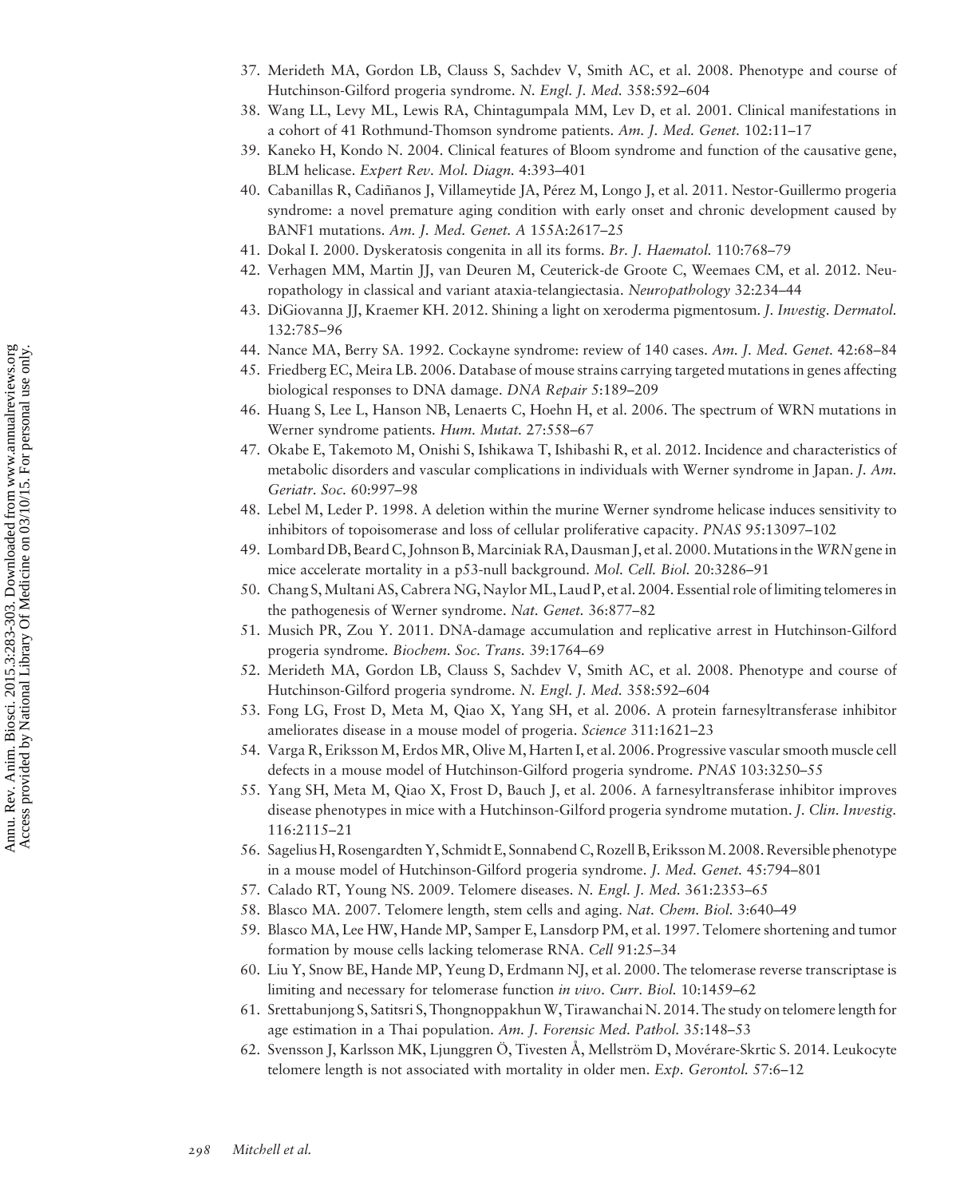37. Merideth MA, Gordon LB, Clauss S, Sachdev V, Smith AC, et al. 2008. Phenotype and course of Hutchinson-Gilford progeria syndrome. *N. Engl. J. Med.* 358:592–604
38. Wang LL, Levy ML, Lewis RA, Chintagumpala MM, Lev D, et al. 2001. Clinical manifestations in a cohort of 41 Rothmund-Thomson syndrome patients. *Am. J. Med. Genet.* 102:11–17
39. Kaneko H, Kondo N. 2004. Clinical features of Bloom syndrome and function of the causative gene, BLM helicase. *Expert Rev. Mol. Diagn.* 4:393–401
40. Cabanillas R, Cadiñanos J, Villameytide JA, Pérez M, Longo J, et al. 2011. Nestor-Guillermo progeria syndrome: a novel premature aging condition with early onset and chronic development caused by BANF1 mutations. *Am. J. Med. Genet. A* 155A:2617–25
41. Dokal I. 2000. Dyskeratosis congenita in all its forms. *Br. J. Haematol.* 110:768–79
42. Verhagen MM, Martin JJ, van Deuren M, Ceuterick-de Groote C, Weemaes CM, et al. 2012. Neuropathology in classical and variant ataxia-telangiectasia. *Neuropathology* 32:234–44
43. DiGiovanna JJ, Kraemer KH. 2012. Shining a light on xeroderma pigmentosum. *J. Investig. Dermatol.* 132:785–96
44. Nance MA, Berry SA. 1992. Cockayne syndrome: review of 140 cases. *Am. J. Med. Genet.* 42:68–84
45. Friedberg EC, Meira LB. 2006. Database of mouse strains carrying targeted mutations in genes affecting biological responses to DNA damage. *DNA Repair* 5:189–209
46. Huang S, Lee L, Hanson NB, Lenaerts C, Hoehn H, et al. 2006. The spectrum of WRN mutations in Werner syndrome patients. *Hum. Mutat.* 27:558–67
47. Okabe E, Takemoto M, Onishi S, Ishikawa T, Ishibashi R, et al. 2012. Incidence and characteristics of metabolic disorders and vascular complications in individuals with Werner syndrome in Japan. *J. Am. Geriatr. Soc.* 60:997–98
48. Lebel M, Leder P. 1998. A deletion within the murine Werner syndrome helicase induces sensitivity to inhibitors of topoisomerase and loss of cellular proliferative capacity. *PNAS* 95:13097–102
49. Lombard DB, Beard C, Johnson B, Marciniak RA, Dausman J, et al. 2000. Mutations in the *WRN* gene in mice accelerate mortality in a p53-null background. *Mol. Cell. Biol.* 20:3286–91
50. Chang S, Multani AS, Cabrera NG, Naylor ML, Laud P, et al. 2004. Essential role of limiting telomeres in the pathogenesis of Werner syndrome. *Nat. Genet.* 36:877–82
51. Musich PR, Zou Y. 2011. DNA-damage accumulation and replicative arrest in Hutchinson-Gilford progeria syndrome. *Biochem. Soc. Trans.* 39:1764–69
52. Merideth MA, Gordon LB, Clauss S, Sachdev V, Smith AC, et al. 2008. Phenotype and course of Hutchinson-Gilford progeria syndrome. *N. Engl. J. Med.* 358:592–604
53. Fong LG, Frost D, Meta M, Qiao X, Yang SH, et al. 2006. A protein farnesyltransferase inhibitor ameliorates disease in a mouse model of progeria. *Science* 311:1621–23
54. Varga R, Eriksson M, Erdos MR, Olive M, Harten I, et al. 2006. Progressive vascular smooth muscle cell defects in a mouse model of Hutchinson-Gilford progeria syndrome. *PNAS* 103:3250–55
55. Yang SH, Meta M, Qiao X, Frost D, Bauch J, et al. 2006. A farnesyltransferase inhibitor improves disease phenotypes in mice with a Hutchinson-Gilford progeria syndrome mutation. *J. Clin. Investig.* 116:2115–21
56. Sagelius H, Rosengardten Y, Schmidt E, Sonnabend C, Rozell B, Eriksson M. 2008. Reversible phenotype in a mouse model of Hutchinson-Gilford progeria syndrome. *J. Med. Genet.* 45:794–801
57. Calado RT, Young NS. 2009. Telomere diseases. *N. Engl. J. Med.* 361:2353–65
58. Blasco MA. 2007. Telomere length, stem cells and aging. *Nat. Chem. Biol.* 3:640–49
59. Blasco MA, Lee HW, Hande MP, Samper E, Lansdorp PM, et al. 1997. Telomere shortening and tumor formation by mouse cells lacking telomerase RNA. *Cell* 91:25–34
60. Liu Y, Snow BE, Hande MP, Yeung D, Erdmann NJ, et al. 2000. The telomerase reverse transcriptase is limiting and necessary for telomerase function *in vivo*. *Curr. Biol.* 10:1459–62
61. Srettabunjong S, Satitsri S, Thongnoppakhun W, Tirawanchai N. 2014. The study on telomere length for age estimation in a Thai population. *Am. J. Forensic Med. Pathol.* 35:148–53
62. Svensson J, Karlsson MK, Ljunggren Ö, Tivesten Å, Mellström D, Movérare-Skrtic S. 2014. Leukocyte telomere length is not associated with mortality in older men. *Exp. Gerontol.* 57:6–12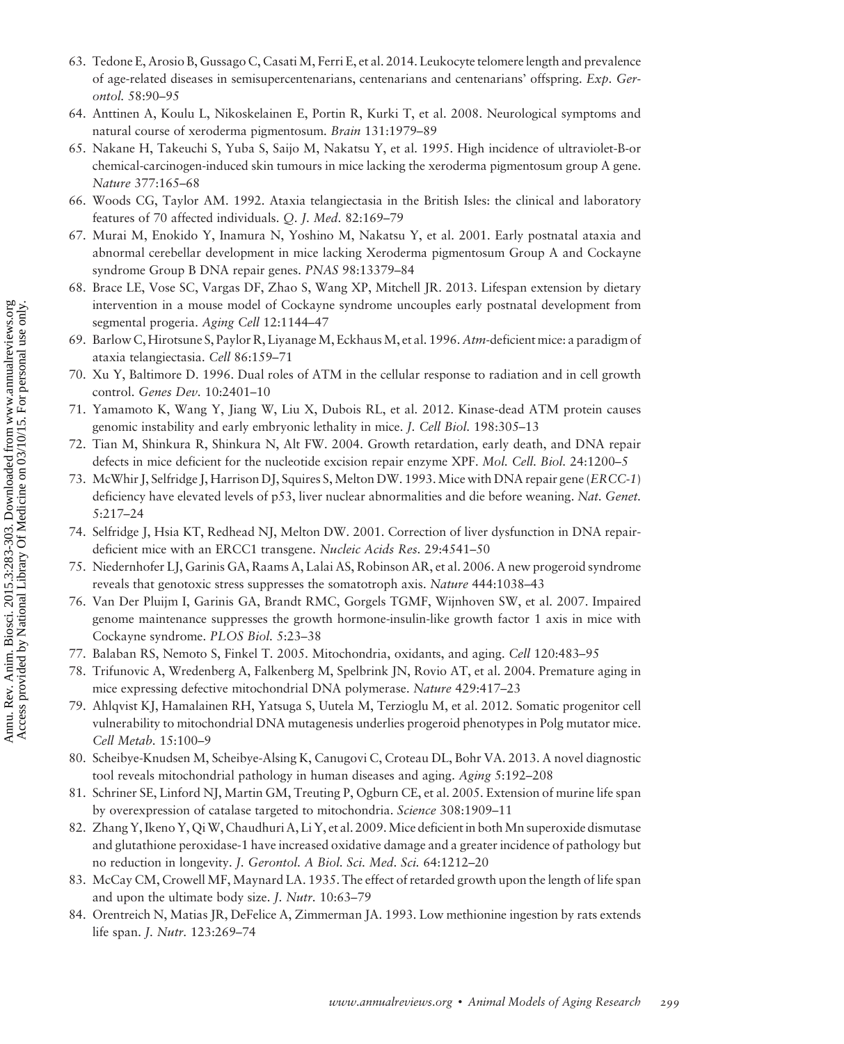63. Tedone E, Arosio B, Gussago C, Casati M, Ferri E, et al. 2014. Leukocyte telomere length and prevalence of age-related diseases in semisupercentenarians, centenarians and centenarians' offspring. *Exp. Gerontol.* 58:90–95
64. Anttinen A, Koulu L, Nikoskelainen E, Portin R, Kurki T, et al. 2008. Neurological symptoms and natural course of xeroderma pigmentosum. *Brain* 131:1979–89
65. Nakane H, Takeuchi S, Yuba S, Saijo M, Nakatsu Y, et al. 1995. High incidence of ultraviolet-B-or chemical-carcinogen-induced skin tumours in mice lacking the xeroderma pigmentosum group A gene. *Nature* 377:165–68
66. Woods CG, Taylor AM. 1992. Ataxia telangiectasia in the British Isles: the clinical and laboratory features of 70 affected individuals. *Q. J. Med.* 82:169–79
67. Murai M, Enokido Y, Inamura N, Yoshino M, Nakatsu Y, et al. 2001. Early postnatal ataxia and abnormal cerebellar development in mice lacking Xeroderma pigmentosum Group A and Cockayne syndrome Group B DNA repair genes. *PNAS* 98:13379–84
68. Brace LE, Vose SC, Vargas DF, Zhao S, Wang XP, Mitchell JR. 2013. Lifespan extension by dietary intervention in a mouse model of Cockayne syndrome uncouples early postnatal development from segmental progeria. *Aging Cell* 12:1144–47
69. Barlow C, Hirotsune S, Paylor R, Liyanage M, Eckhaus M, et al. 1996. *Atm*-deficient mice: a paradigm of ataxia telangiectasia. *Cell* 86:159–71
70. Xu Y, Baltimore D. 1996. Dual roles of ATM in the cellular response to radiation and in cell growth control. *Genes Dev.* 10:2401–10
71. Yamamoto K, Wang Y, Jiang W, Liu X, Dubois RL, et al. 2012. Kinase-dead ATM protein causes genomic instability and early embryonic lethality in mice. *J. Cell Biol.* 198:305–13
72. Tian M, Shinkura R, Shinkura N, Alt FW. 2004. Growth retardation, early death, and DNA repair defects in mice deficient for the nucleotide excision repair enzyme XPF. *Mol. Cell. Biol.* 24:1200–5
73. McWhir J, Selfridge J, Harrison DJ, Squires S, Melton DW. 1993. Mice with DNA repair gene (*ERCC-1*) deficiency have elevated levels of p53, liver nuclear abnormalities and die before weaning. *Nat. Genet.* 5:217–24
74. Selfridge J, Hsia KT, Redhead NJ, Melton DW. 2001. Correction of liver dysfunction in DNA repair-deficient mice with an ERCC1 transgene. *Nucleic Acids Res.* 29:4541–50
75. Niedernhofer LJ, Garinis GA, Raams A, Lalai AS, Robinson AR, et al. 2006. A new progeroid syndrome reveals that genotoxic stress suppresses the somatotroph axis. *Nature* 444:1038–43
76. Van Der Pluijm I, Garinis GA, Brandt RMC, Gorgels TGMF, Wijnhoven SW, et al. 2007. Impaired genome maintenance suppresses the growth hormone-insulin-like growth factor 1 axis in mice with Cockayne syndrome. *PLOS Biol.* 5:23–38
77. Balaban RS, Nemoto S, Finkel T. 2005. Mitochondria, oxidants, and aging. *Cell* 120:483–95
78. Trifunovic A, Wredenberg A, Falkenberg M, Spelbrink JN, Rovio AT, et al. 2004. Premature aging in mice expressing defective mitochondrial DNA polymerase. *Nature* 429:417–23
79. Ahlqvist KJ, Hamalainen RH, Yatsuga S, Uutela M, Terzioglu M, et al. 2012. Somatic progenitor cell vulnerability to mitochondrial DNA mutagenesis underlies progeroid phenotypes in Polg mutator mice. *Cell Metab.* 15:100–9
80. Scheibye-Knudsen M, Scheibye-Alsing K, Canugovi C, Croteau DL, Bohr VA. 2013. A novel diagnostic tool reveals mitochondrial pathology in human diseases and aging. *Aging* 5:192–208
81. Schriner SE, Linford NJ, Martin GM, Treuting P, Ogburn CE, et al. 2005. Extension of murine life span by overexpression of catalase targeted to mitochondria. *Science* 308:1909–11
82. Zhang Y, Ikeno Y, Qi W, Chaudhuri A, Li Y, et al. 2009. Mice deficient in both Mn superoxide dismutase and glutathione peroxidase-1 have increased oxidative damage and a greater incidence of pathology but no reduction in longevity. *J. Gerontol. A Biol. Sci. Med. Sci.* 64:1212–20
83. McCay CM, Crowell MF, Maynard LA. 1935. The effect of retarded growth upon the length of life span and upon the ultimate body size. *J. Nutr.* 10:63–79
84. Orentreich N, Matias JR, DeFelice A, Zimmerman JA. 1993. Low methionine ingestion by rats extends life span. *J. Nutr.* 123:269–74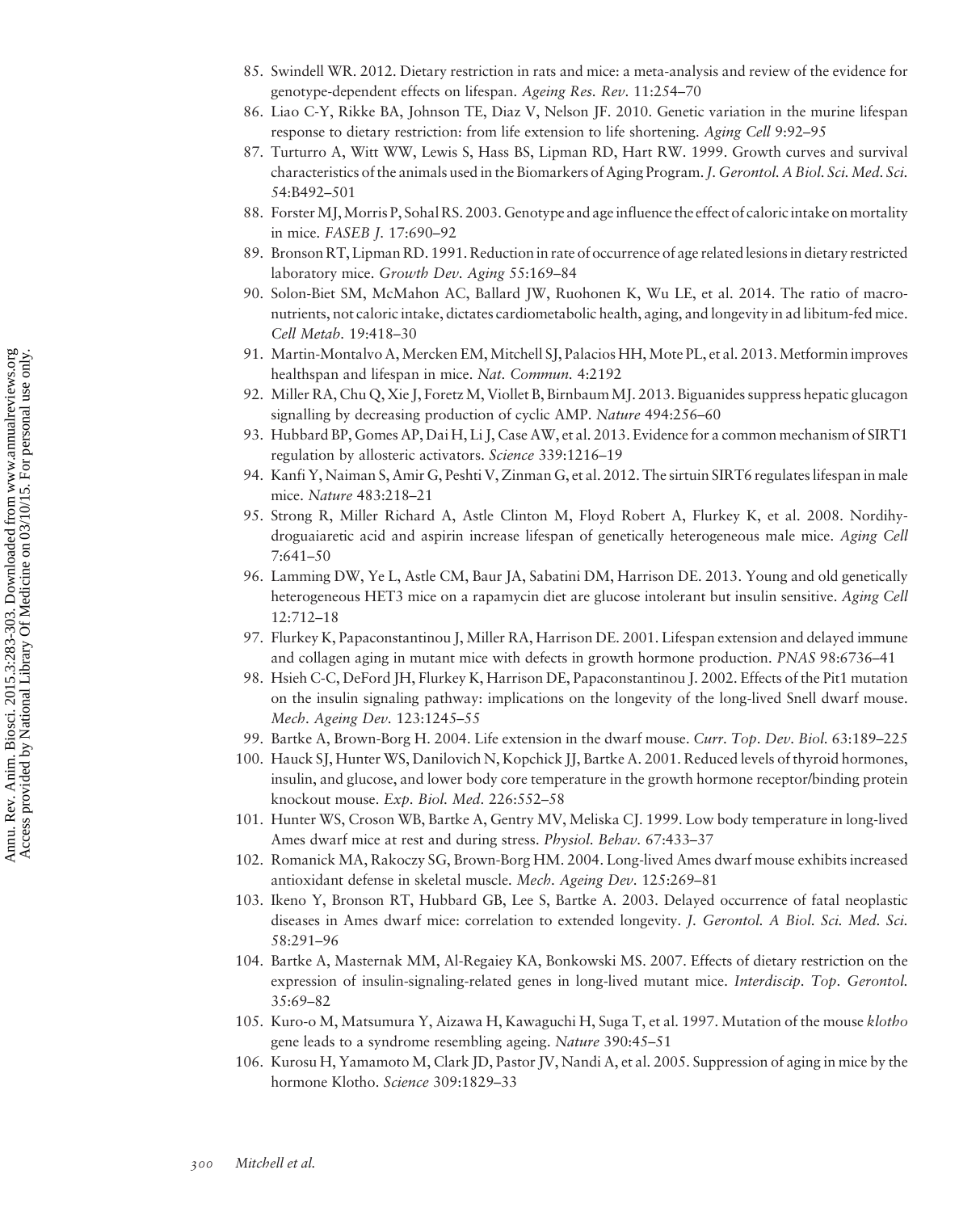85. Swindell WR. 2012. Dietary restriction in rats and mice: a meta-analysis and review of the evidence for genotype-dependent effects on lifespan. *Ageing Res. Rev.* 11:254–70
86. Liao C-Y, Rikke BA, Johnson TE, Diaz V, Nelson JF. 2010. Genetic variation in the murine lifespan response to dietary restriction: from life extension to life shortening. *Aging Cell* 9:92–95
87. Turturro A, Witt WW, Lewis S, Hass BS, Lipman RD, Hart RW. 1999. Growth curves and survival characteristics of the animals used in the Biomarkers of Aging Program. *J. Gerontol. A Biol. Sci. Med. Sci.* 54:B492–501
88. Forster MJ, Morris P, Sohal RS. 2003. Genotype and age influence the effect of caloric intake on mortality in mice. *FASEB J.* 17:690–92
89. Bronson RT, Lipman RD. 1991. Reduction in rate of occurrence of age related lesions in dietary restricted laboratory mice. *Growth Dev. Aging* 55:169–84
90. Solon-Biet SM, McMahon AC, Ballard JW, Ruohonen K, Wu LE, et al. 2014. The ratio of macronutrients, not caloric intake, dictates cardiometabolic health, aging, and longevity in ad libitum-fed mice. *Cell Metab.* 19:418–30
91. Martin-Montalvo A, Mercken EM, Mitchell SJ, Palacios HH, Mote PL, et al. 2013. Metformin improves healthspan and lifespan in mice. *Nat. Commun.* 4:2192
92. Miller RA, Chu Q, Xie J, Foretz M, Viollet B, Birnbaum MJ. 2013. Biguanides suppress hepatic glucagon signalling by decreasing production of cyclic AMP. *Nature* 494:256–60
93. Hubbard BP, Gomes AP, Dai H, Li J, Case AW, et al. 2013. Evidence for a common mechanism of SIRT1 regulation by allosteric activators. *Science* 339:1216–19
94. Kanfi Y, Naiman S, Amir G, Peshti V, Zinman G, et al. 2012. The sirtuin SIRT6 regulates lifespan in male mice. *Nature* 483:218–21
95. Strong R, Miller Richard A, Astle Clinton M, Floyd Robert A, Flurkey K, et al. 2008. Nordihydroguaiaretic acid and aspirin increase lifespan of genetically heterogeneous male mice. *Aging Cell* 7:641–50
96. Lamming DW, Ye L, Astle CM, Baur JA, Sabatini DM, Harrison DE. 2013. Young and old genetically heterogeneous HET3 mice on a rapamycin diet are glucose intolerant but insulin sensitive. *Aging Cell* 12:712–18
97. Flurkey K, Papaconstantinou J, Miller RA, Harrison DE. 2001. Lifespan extension and delayed immune and collagen aging in mutant mice with defects in growth hormone production. *PNAS* 98:6736–41
98. Hsieh C-C, DeFord JH, Flurkey K, Harrison DE, Papaconstantinou J. 2002. Effects of the Pit1 mutation on the insulin signaling pathway: implications on the longevity of the long-lived Snell dwarf mouse. *Mech. Ageing Dev.* 123:1245–55
99. Bartke A, Brown-Borg H. 2004. Life extension in the dwarf mouse. *Curr. Top. Dev. Biol.* 63:189–225
100. Hauck SJ, Hunter WS, Danilovich N, Kopchick JJ, Bartke A. 2001. Reduced levels of thyroid hormones, insulin, and glucose, and lower body core temperature in the growth hormone receptor/binding protein knockout mouse. *Exp. Biol. Med.* 226:552–58
101. Hunter WS, Croson WB, Bartke A, Gentry MV, Meliska CJ. 1999. Low body temperature in long-lived Ames dwarf mice at rest and during stress. *Physiol. Behav.* 67:433–37
102. Romanick MA, Rakoczy SG, Brown-Borg HM. 2004. Long-lived Ames dwarf mouse exhibits increased antioxidant defense in skeletal muscle. *Mech. Ageing Dev.* 125:269–81
103. Ikeno Y, Bronson RT, Hubbard GB, Lee S, Bartke A. 2003. Delayed occurrence of fatal neoplastic diseases in Ames dwarf mice: correlation to extended longevity. *J. Gerontol. A Biol. Sci. Med. Sci.* 58:291–96
104. Bartke A, Masternak MM, Al-Regaiey KA, Bonkowski MS. 2007. Effects of dietary restriction on the expression of insulin-signaling-related genes in long-lived mutant mice. *Interdiscip. Top. Gerontol.* 35:69–82
105. Kuro-o M, Matsumura Y, Aizawa H, Kawaguchi H, Suga T, et al. 1997. Mutation of the mouse *klotho* gene leads to a syndrome resembling ageing. *Nature* 390:45–51
106. Kurosu H, Yamamoto M, Clark JD, Pastor JV, Nandi A, et al. 2005. Suppression of aging in mice by the hormone Klotho. *Science* 309:1829–33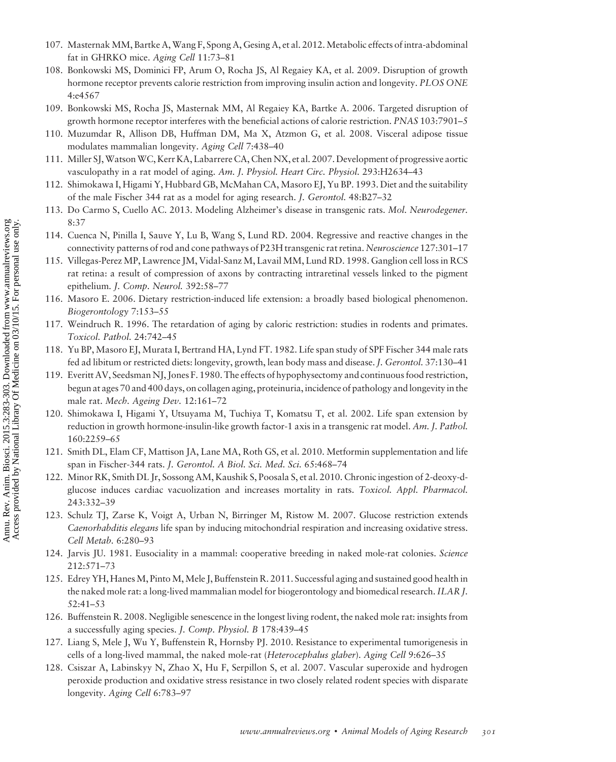107. Masternak MM, Bartke A, Wang F, Spong A, Gesing A, et al. 2012. Metabolic effects of intra-abdominal fat in GHRKO mice. *Aging Cell* 11:73–81
108. Bonkowski MS, Dominici FP, Arum O, Rocha JS, Al Regaiey KA, et al. 2009. Disruption of growth hormone receptor prevents calorie restriction from improving insulin action and longevity. *PLOS ONE* 4:e4567
109. Bonkowski MS, Rocha JS, Masternak MM, Al Regaiey KA, Bartke A. 2006. Targeted disruption of growth hormone receptor interferes with the beneficial actions of calorie restriction. *PNAS* 103:7901–5
110. Muzumdar R, Allison DB, Huffman DM, Ma X, Atzmon G, et al. 2008. Visceral adipose tissue modulates mammalian longevity. *Aging Cell* 7:438–40
111. Miller SJ, Watson WC, Kerr KA, Labarrere CA, Chen NX, et al. 2007. Development of progressive aortic vasculopathy in a rat model of aging. *Am. J. Physiol. Heart Circ. Physiol.* 293:H2634–43
112. Shimokawa I, Higami Y, Hubbard GB, McMahan CA, Masoro EJ, Yu BP. 1993. Diet and the suitability of the male Fischer 344 rat as a model for aging research. *J. Gerontol.* 48:B27–32
113. Do Carmo S, Cuello AC. 2013. Modeling Alzheimer's disease in transgenic rats. *Mol. Neurodegener.* 8:37
114. Cuenca N, Pinilla I, Sauve Y, Lu B, Wang S, Lund RD. 2004. Regressive and reactive changes in the connectivity patterns of rod and cone pathways of P23H transgenic rat retina. *Neuroscience* 127:301–17
115. Villegas-Perez MP, Lawrence JM, Vidal-Sanz M, Lavail MM, Lund RD. 1998. Ganglion cell loss in RCS rat retina: a result of compression of axons by contracting intraretinal vessels linked to the pigment epithelium. *J. Comp. Neurol.* 392:58–77
116. Masoro E. 2006. Dietary restriction-induced life extension: a broadly based biological phenomenon. *Biogerontology* 7:153–55
117. Weindruch R. 1996. The retardation of aging by caloric restriction: studies in rodents and primates. *Toxicol. Pathol.* 24:742–45
118. Yu BP, Masoro EJ, Murata I, Bertrand HA, Lynd FT. 1982. Life span study of SPF Fischer 344 male rats fed ad libitum or restricted diets: longevity, growth, lean body mass and disease. *J. Gerontol.* 37:130–41
119. Everitt AV, Seedsman NJ, Jones F. 1980. The effects of hypophysectomy and continuous food restriction, begun at ages 70 and 400 days, on collagen aging, proteinuria, incidence of pathology and longevity in the male rat. *Mech. Ageing Dev.* 12:161–72
120. Shimokawa I, Higami Y, Utsuyama M, Tuchiya T, Komatsu T, et al. 2002. Life span extension by reduction in growth hormone-insulin-like growth factor-1 axis in a transgenic rat model. *Am. J. Pathol.* 160:2259–65
121. Smith DL, Elam CF, Mattison JA, Lane MA, Roth GS, et al. 2010. Metformin supplementation and life span in Fischer-344 rats. *J. Gerontol. A Biol. Sci. Med. Sci.* 65:468–74
122. Minor RK, Smith DL Jr, Sossong AM, Kaushik S, Poosala S, et al. 2010. Chronic ingestion of 2-deoxy-d-glucose induces cardiac vacuolization and increases mortality in rats. *Toxicol. Appl. Pharmacol.* 243:332–39
123. Schulz TJ, Zarse K, Voigt A, Urban N, Birringer M, Ristow M. 2007. Glucose restriction extends *Caenorhabditis elegans* life span by inducing mitochondrial respiration and increasing oxidative stress. *Cell Metab.* 6:280–93
124. Jarvis JU. 1981. Eusociality in a mammal: cooperative breeding in naked mole-rat colonies. *Science* 212:571–73
125. Edrey YH, Hanes M, Pinto M, Mele J, Buffenstein R. 2011. Successful aging and sustained good health in the naked mole rat: a long-lived mammalian model for biogerontology and biomedical research. *ILAR J.* 52:41–53
126. Buffenstein R. 2008. Negligible senescence in the longest living rodent, the naked mole rat: insights from a successfully aging species. *J. Comp. Physiol. B* 178:439–45
127. Liang S, Mele J, Wu Y, Buffenstein R, Hornsby PJ. 2010. Resistance to experimental tumorigenesis in cells of a long-lived mammal, the naked mole-rat (*Heterocephalus glaber*). *Aging Cell* 9:626–35
128. Csiszar A, Labinskyy N, Zhao X, Hu F, Serpillon S, et al. 2007. Vascular superoxide and hydrogen peroxide production and oxidative stress resistance in two closely related rodent species with disparate longevity. *Aging Cell* 6:783–97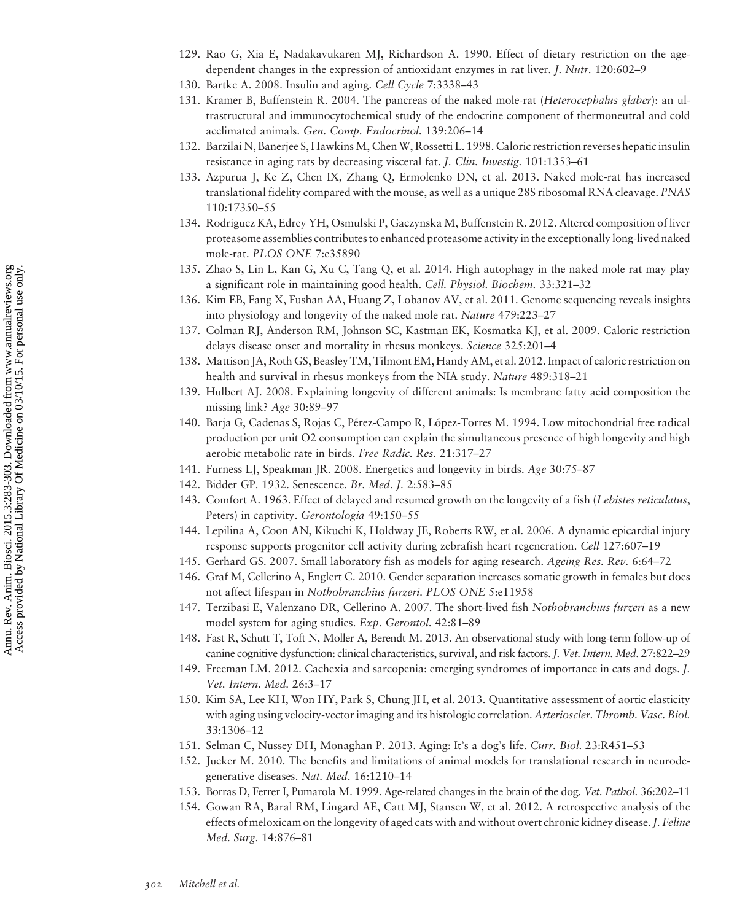129. Rao G, Xia E, Nadakavukaren MJ, Richardson A. 1990. Effect of dietary restriction on the age-dependent changes in the expression of antioxidant enzymes in rat liver. *J. Nutr.* 120:602–9
130. Bartke A. 2008. Insulin and aging. *Cell Cycle* 7:3338–43
131. Kramer B, Buffenstein R. 2004. The pancreas of the naked mole-rat (*Heterocephalus glaber*): an ultrastructural and immunocytochemical study of the endocrine component of thermoneutral and cold acclimated animals. *Gen. Comp. Endocrinol.* 139:206–14
132. Barzilai N, Banerjee S, Hawkins M, Chen W, Rossetti L. 1998. Caloric restriction reverses hepatic insulin resistance in aging rats by decreasing visceral fat. *J. Clin. Investig.* 101:1353–61
133. Azpurua J, Ke Z, Chen IX, Zhang Q, Ermolenko DN, et al. 2013. Naked mole-rat has increased translational fidelity compared with the mouse, as well as a unique 28S ribosomal RNA cleavage. *PNAS* 110:17350–55
134. Rodriguez KA, Edrey YH, Osmulski P, Gaczynska M, Buffenstein R. 2012. Altered composition of liver proteasome assemblies contributes to enhanced proteasome activity in the exceptionally long-lived naked mole-rat. *PLOS ONE* 7:e35890
135. Zhao S, Lin L, Kan G, Xu C, Tang Q, et al. 2014. High autophagy in the naked mole rat may play a significant role in maintaining good health. *Cell. Physiol. Biochem.* 33:321–32
136. Kim EB, Fang X, Fushan AA, Huang Z, Lobanov AV, et al. 2011. Genome sequencing reveals insights into physiology and longevity of the naked mole rat. *Nature* 479:223–27
137. Colman RJ, Anderson RM, Johnson SC, Kastman EK, Kosmatka KJ, et al. 2009. Caloric restriction delays disease onset and mortality in rhesus monkeys. *Science* 325:201–4
138. Mattison JA, Roth GS, Beasley TM, Tilmont EM, Handy AM, et al. 2012. Impact of caloric restriction on health and survival in rhesus monkeys from the NIA study. *Nature* 489:318–21
139. Hulbert AJ. 2008. Explaining longevity of different animals: Is membrane fatty acid composition the missing link? *Age* 30:89–97
140. Barja G, Cadenas S, Rojas C, Pérez-Campo R, López-Torres M. 1994. Low mitochondrial free radical production per unit O2 consumption can explain the simultaneous presence of high longevity and high aerobic metabolic rate in birds. *Free Radic. Res.* 21:317–27
141. Furness LJ, Speakman JR. 2008. Energetics and longevity in birds. *Age* 30:75–87
142. Bidder GP. 1932. Senescence. *Br. Med. J.* 2:583–85
143. Comfort A. 1963. Effect of delayed and resumed growth on the longevity of a fish (*Lebistes reticulatus*, Peters) in captivity. *Gerontologia* 49:150–55
144. Lepilina A, Coon AN, Kikuchi K, Holdway JE, Roberts RW, et al. 2006. A dynamic epicardial injury response supports progenitor cell activity during zebrafish heart regeneration. *Cell* 127:607–19
145. Gerhard GS. 2007. Small laboratory fish as models for aging research. *Ageing Res. Rev.* 6:64–72
146. Graf M, Cellerino A, Englert C. 2010. Gender separation increases somatic growth in females but does not affect lifespan in *Nothobranchius furzeri*. *PLOS ONE* 5:e11958
147. Terzibasi E, Valenzano DR, Cellerino A. 2007. The short-lived fish *Nothobranchius furzeri* as a new model system for aging studies. *Exp. Gerontol.* 42:81–89
148. Fast R, Schutt T, Toft N, Moller A, Berendt M. 2013. An observational study with long-term follow-up of canine cognitive dysfunction: clinical characteristics, survival, and risk factors. *J. Vet. Intern. Med.* 27:822–29
149. Freeman LM. 2012. Cachexia and sarcopenia: emerging syndromes of importance in cats and dogs. *J. Vet. Intern. Med.* 26:3–17
150. Kim SA, Lee KH, Won HY, Park S, Chung JH, et al. 2013. Quantitative assessment of aortic elasticity with aging using velocity-vector imaging and its histologic correlation. *Arterioscler. Thromb. Vasc. Biol.* 33:1306–12
151. Selman C, Nussey DH, Monaghan P. 2013. Aging: It's a dog's life. *Curr. Biol.* 23:R451–53
152. Jucker M. 2010. The benefits and limitations of animal models for translational research in neurodegenerative diseases. *Nat. Med.* 16:1210–14
153. Borras D, Ferrer I, Pumarola M. 1999. Age-related changes in the brain of the dog. *Vet. Pathol.* 36:202–11
154. Gowan RA, Baral RM, Lingard AE, Catt MJ, Stansen W, et al. 2012. A retrospective analysis of the effects of meloxicam on the longevity of aged cats with and without overt chronic kidney disease. *J. Feline Med. Surg.* 14:876–81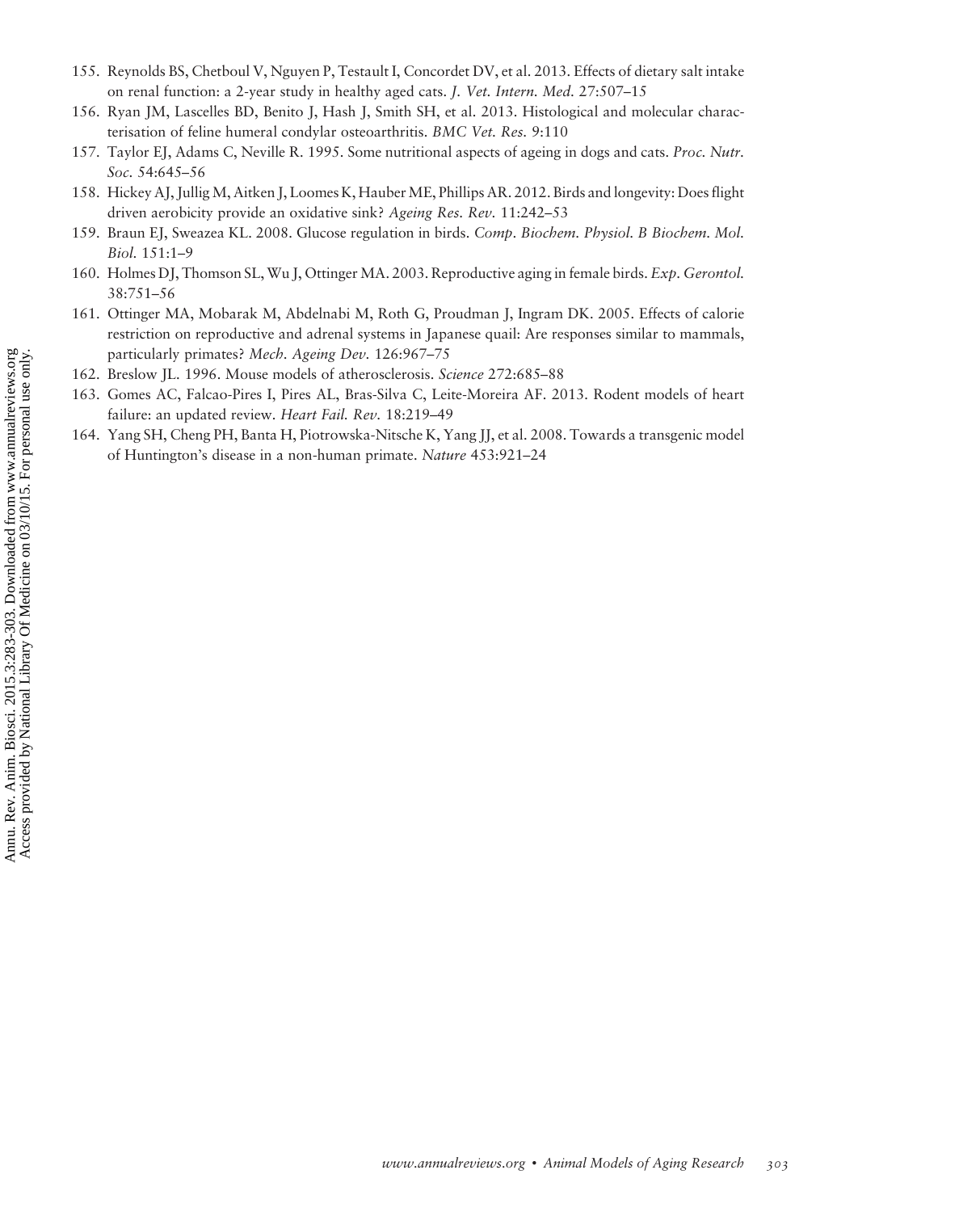155. Reynolds BS, Chetboul V, Nguyen P, Testault I, Concordet DV, et al. 2013. Effects of dietary salt intake on renal function: a 2-year study in healthy aged cats. *J. Vet. Intern. Med.* 27:507–15
156. Ryan JM, Lascelles BD, Benito J, Hash J, Smith SH, et al. 2013. Histological and molecular characterisation of feline humeral condylar osteoarthritis. *BMC Vet. Res.* 9:110
157. Taylor EJ, Adams C, Neville R. 1995. Some nutritional aspects of ageing in dogs and cats. *Proc. Nutr. Soc.* 54:645–56
158. Hickey AJ, Jullig M, Aitken J, Loomes K, Hauber ME, Phillips AR. 2012. Birds and longevity: Does flight driven aerobicity provide an oxidative sink? *Ageing Res. Rev.* 11:242–53
159. Braun EJ, Sweazea KL. 2008. Glucose regulation in birds. *Comp. Biochem. Physiol. B Biochem. Mol. Biol.* 151:1–9
160. Holmes DJ, Thomson SL, Wu J, Ottinger MA. 2003. Reproductive aging in female birds. *Exp. Gerontol.* 38:751–56
161. Ottinger MA, Mobarak M, Abdelnabi M, Roth G, Proudman J, Ingram DK. 2005. Effects of calorie restriction on reproductive and adrenal systems in Japanese quail: Are responses similar to mammals, particularly primates? *Mech. Ageing Dev.* 126:967–75
162. Breslow JL. 1996. Mouse models of atherosclerosis. *Science* 272:685–88
163. Gomes AC, Falcao-Pires I, Pires AL, Bras-Silva C, Leite-Moreira AF. 2013. Rodent models of heart failure: an updated review. *Heart Fail. Rev.* 18:219–49
164. Yang SH, Cheng PH, Banta H, Piotrowska-Nitsche K, Yang JJ, et al. 2008. Towards a transgenic model of Huntington's disease in a non-human primate. *Nature* 453:921–24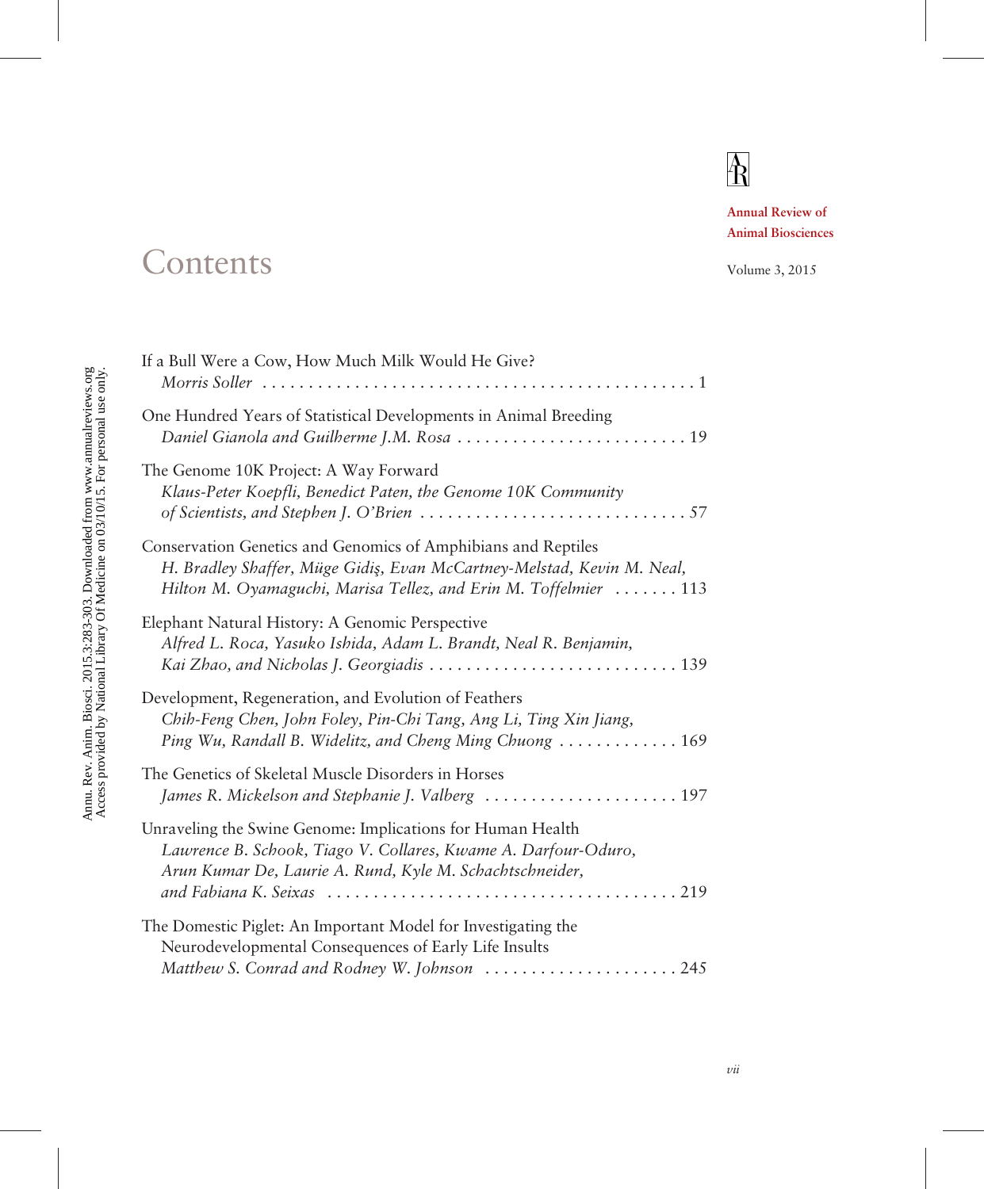Annual Review of Animal Biosciences

Volume 3, 2015

# Contents

If a Bull Were a Cow, How Much Milk Would He Give?
*Morris Soller* . . . . . . . . . . . . . . . . . . . . . . . . . . . . . . . . . . . . . . . . . . . . . . . 1

One Hundred Years of Statistical Developments in Animal Breeding
*Daniel Gianola and Guilherme J.M. Rosa* . . . . . . . . . . . . . . . . . . . . . . . . . . 19

The Genome 10K Project: A Way Forward
*Klaus-Peter Koepfli, Benedict Paten, the Genome 10K Community of Scientists, and Stephen J. O'Brien* . . . . . . . . . . . . . . . . . . . . . . . . . . . . . 57

Conservation Genetics and Genomics of Amphibians and Reptiles
*H. Bradley Shaffer, Müge Gidiş, Evan McCartney-Melstad, Kevin M. Neal, Hilton M. Oyamaguchi, Marisa Tellez, and Erin M. Toffelmier* . . . . . . . 113

Elephant Natural History: A Genomic Perspective
*Alfred L. Roca, Yasuko Ishida, Adam L. Brandt, Neal R. Benjamin, Kai Zhao, and Nicholas J. Georgiadis* . . . . . . . . . . . . . . . . . . . . . . . . . . . 139

Development, Regeneration, and Evolution of Feathers
*Chih-Feng Chen, John Foley, Pin-Chi Tang, Ang Li, Ting Xin Jiang, Ping Wu, Randall B. Widelitz, and Cheng Ming Chuong* . . . . . . . . . . . . . 169

The Genetics of Skeletal Muscle Disorders in Horses
*James R. Mickelson and Stephanie J. Valberg* . . . . . . . . . . . . . . . . . . . . . . 197

Unraveling the Swine Genome: Implications for Human Health
*Lawrence B. Schook, Tiago V. Collares, Kwame A. Darfour-Oduro, Arun Kumar De, Laurie A. Rund, Kyle M. Schachtschneider, and Fabiana K. Seixas* . . . . . . . . . . . . . . . . . . . . . . . . . . . . . . . . . . . . . . 219

The Domestic Piglet: An Important Model for Investigating the Neurodevelopmental Consequences of Early Life Insults
*Matthew S. Conrad and Rodney W. Johnson* . . . . . . . . . . . . . . . . . . . . . . 245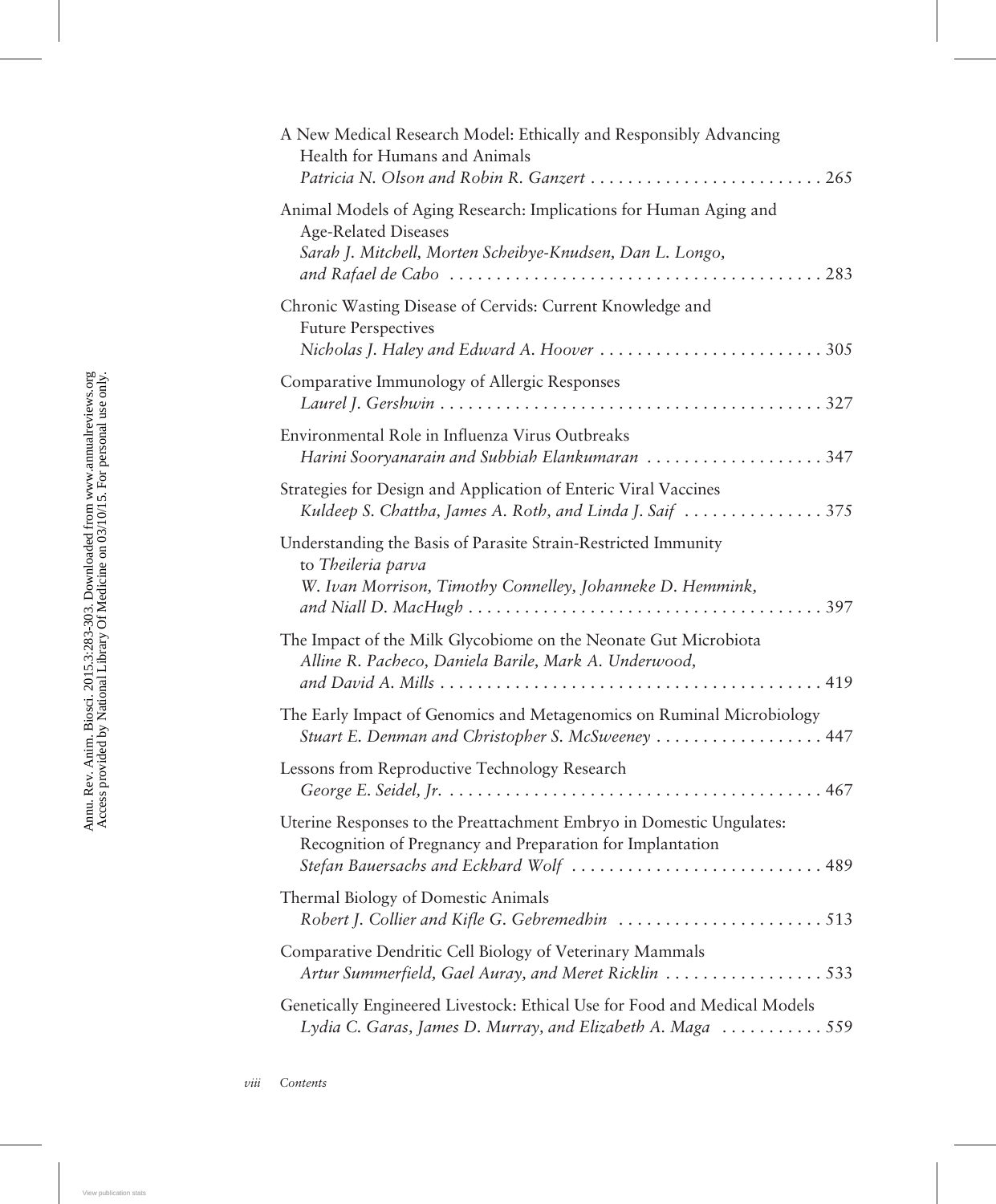A New Medical Research Model: Ethically and Responsibly Advancing Health for Humans and Animals
*Patricia N. Olson and Robin R. Ganzert* . . . . . . . . . . . . . . . . . . . . . . . . . 265

Animal Models of Aging Research: Implications for Human Aging and Age-Related Diseases
*Sarah J. Mitchell, Morten Scheibye-Knudsen, Dan L. Longo, and Rafael de Cabo* . . . . . . . . . . . . . . . . . . . . . . . . . . . . . . . . . . . . . . . 283

Chronic Wasting Disease of Cervids: Current Knowledge and Future Perspectives
*Nicholas J. Haley and Edward A. Hoover* . . . . . . . . . . . . . . . . . . . . . . . . 305

Comparative Immunology of Allergic Responses
*Laurel J. Gershwin* . . . . . . . . . . . . . . . . . . . . . . . . . . . . . . . . . . . . . . . . . 327

Environmental Role in Influenza Virus Outbreaks
*Harini Sooryanarain and Subbiah Elankumaran* . . . . . . . . . . . . . . . . . . . 347

Strategies for Design and Application of Enteric Viral Vaccines
*Kuldeep S. Chattha, James A. Roth, and Linda J. Saif* . . . . . . . . . . . . . . . 375

Understanding the Basis of Parasite Strain-Restricted Immunity to *Theileria parva*
*W. Ivan Morrison, Timothy Connelley, Johanneke D. Hemmink, and Niall D. MacHugh* . . . . . . . . . . . . . . . . . . . . . . . . . . . . . . . . . . . . . . 397

The Impact of the Milk Glycobiome on the Neonate Gut Microbiota
*Alline R. Pacheco, Daniela Barile, Mark A. Underwood, and David A. Mills* . . . . . . . . . . . . . . . . . . . . . . . . . . . . . . . . . . . . . . . . . 419

The Early Impact of Genomics and Metagenomics on Ruminal Microbiology
*Stuart E. Denman and Christopher S. McSweeney* . . . . . . . . . . . . . . . . . . 447

Lessons from Reproductive Technology Research
*George E. Seidel, Jr.* . . . . . . . . . . . . . . . . . . . . . . . . . . . . . . . . . . . . . . . . 467

Uterine Responses to the Preattachment Embryo in Domestic Ungulates: Recognition of Pregnancy and Preparation for Implantation
*Stefan Bauersachs and Eckhard Wolf* . . . . . . . . . . . . . . . . . . . . . . . . . . . 489

Thermal Biology of Domestic Animals
*Robert J. Collier and Kifle G. Gebremedhin* . . . . . . . . . . . . . . . . . . . . . . 513

Comparative Dendritic Cell Biology of Veterinary Mammals
*Artur Summerfield, Gael Auray, and Meret Ricklin* . . . . . . . . . . . . . . . . . 533

Genetically Engineered Livestock: Ethical Use for Food and Medical Models
*Lydia C. Garas, James D. Murray, and Elizabeth A. Maga* . . . . . . . . . . . 559